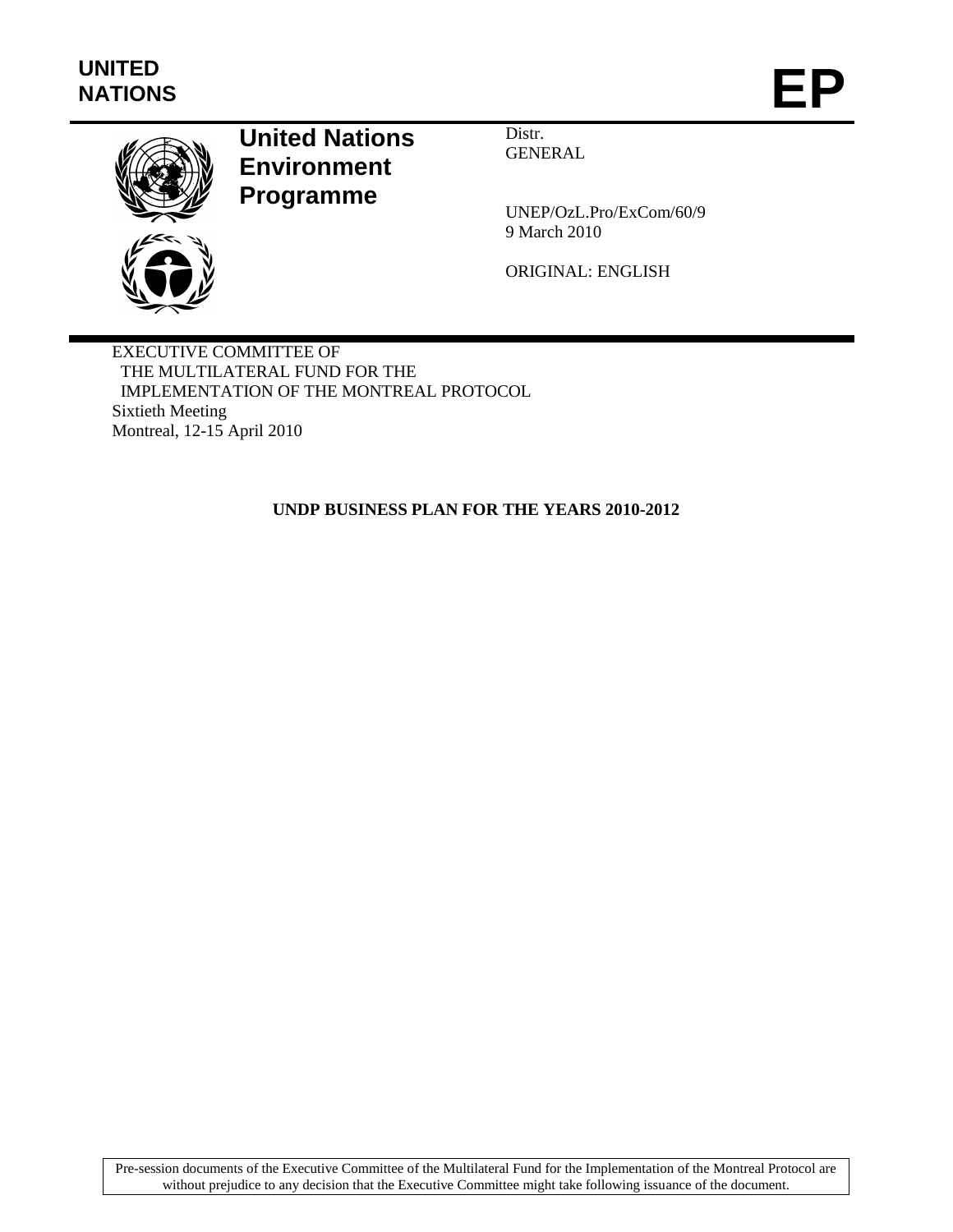UNITED NATIONS

# EP

**United Nations Environment Programme**

Distr.
GENERAL

UNEP/OzL.Pro/ExCom/60/9
9 March 2010

ORIGINAL: ENGLISH

EXECUTIVE COMMITTEE OF
THE MULTILATERAL FUND FOR THE
IMPLEMENTATION OF THE MONTREAL PROTOCOL
Sixtieth Meeting
Montreal, 12-15 April 2010

## UNDP BUSINESS PLAN FOR THE YEARS 2010-2012

Pre-session documents of the Executive Committee of the Multilateral Fund for the Implementation of the Montreal Protocol are without prejudice to any decision that the Executive Committee might take following issuance of the document.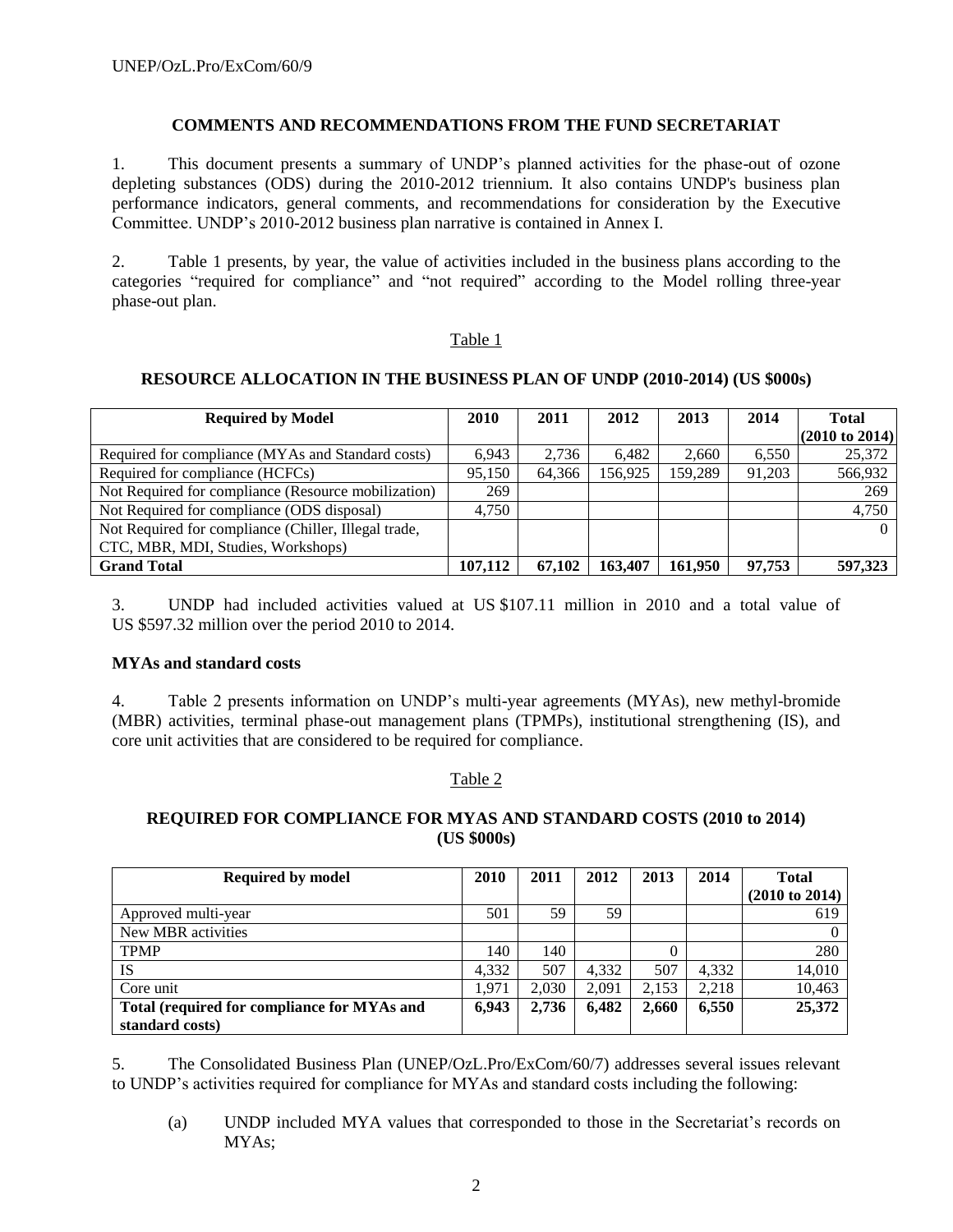## COMMENTS AND RECOMMENDATIONS FROM THE FUND SECRETARIAT

1. This document presents a summary of UNDP's planned activities for the phase-out of ozone depleting substances (ODS) during the 2010-2012 triennium. It also contains UNDP's business plan performance indicators, general comments, and recommendations for consideration by the Executive Committee. UNDP's 2010-2012 business plan narrative is contained in Annex I.

2. Table 1 presents, by year, the value of activities included in the business plans according to the categories "required for compliance" and "not required" according to the Model rolling three-year phase-out plan.

Table 1

**RESOURCE ALLOCATION IN THE BUSINESS PLAN OF UNDP (2010-2014) (US $000s)**

| Required by Model | 2010 | 2011 | 2012 | 2013 | 2014 | Total (2010 to 2014) |
|---|---|---|---|---|---|---|
| Required for compliance (MYAs and Standard costs) | 6,943 | 2,736 | 6,482 | 2,660 | 6,550 | 25,372 |
| Required for compliance (HCFCs) | 95,150 | 64,366 | 156,925 | 159,289 | 91,203 | 566,932 |
| Not Required for compliance (Resource mobilization) | 269 | | | | | 269 |
| Not Required for compliance (ODS disposal) | 4,750 | | | | | 4,750 |
| Not Required for compliance (Chiller, Illegal trade, CTC, MBR, MDI, Studies, Workshops) | | | | | | 0 |
| **Grand Total** | **107,112** | **67,102** | **163,407** | **161,950** | **97,753** | **597,323** |

3. UNDP had included activities valued at US $107.11 million in 2010 and a total value of US $597.32 million over the period 2010 to 2014.

**MYAs and standard costs**

4. Table 2 presents information on UNDP's multi-year agreements (MYAs), new methyl-bromide (MBR) activities, terminal phase-out management plans (TPMPs), institutional strengthening (IS), and core unit activities that are considered to be required for compliance.

Table 2

**REQUIRED FOR COMPLIANCE FOR MYAS AND STANDARD COSTS (2010 to 2014) (US $000s)**

| Required by model | 2010 | 2011 | 2012 | 2013 | 2014 | Total (2010 to 2014) |
|---|---|---|---|---|---|---|
| Approved multi-year | 501 | 59 | 59 | | | 619 |
| New MBR activities | | | | | | 0 |
| TPMP | 140 | 140 | | 0 | | 280 |
| IS | 4,332 | 507 | 4,332 | 507 | 4,332 | 14,010 |
| Core unit | 1,971 | 2,030 | 2,091 | 2,153 | 2,218 | 10,463 |
| **Total (required for compliance for MYAs and standard costs)** | **6,943** | **2,736** | **6,482** | **2,660** | **6,550** | **25,372** |

5. The Consolidated Business Plan (UNEP/OzL.Pro/ExCom/60/7) addresses several issues relevant to UNDP's activities required for compliance for MYAs and standard costs including the following:

(a) UNDP included MYA values that corresponded to those in the Secretariat's records on MYAs;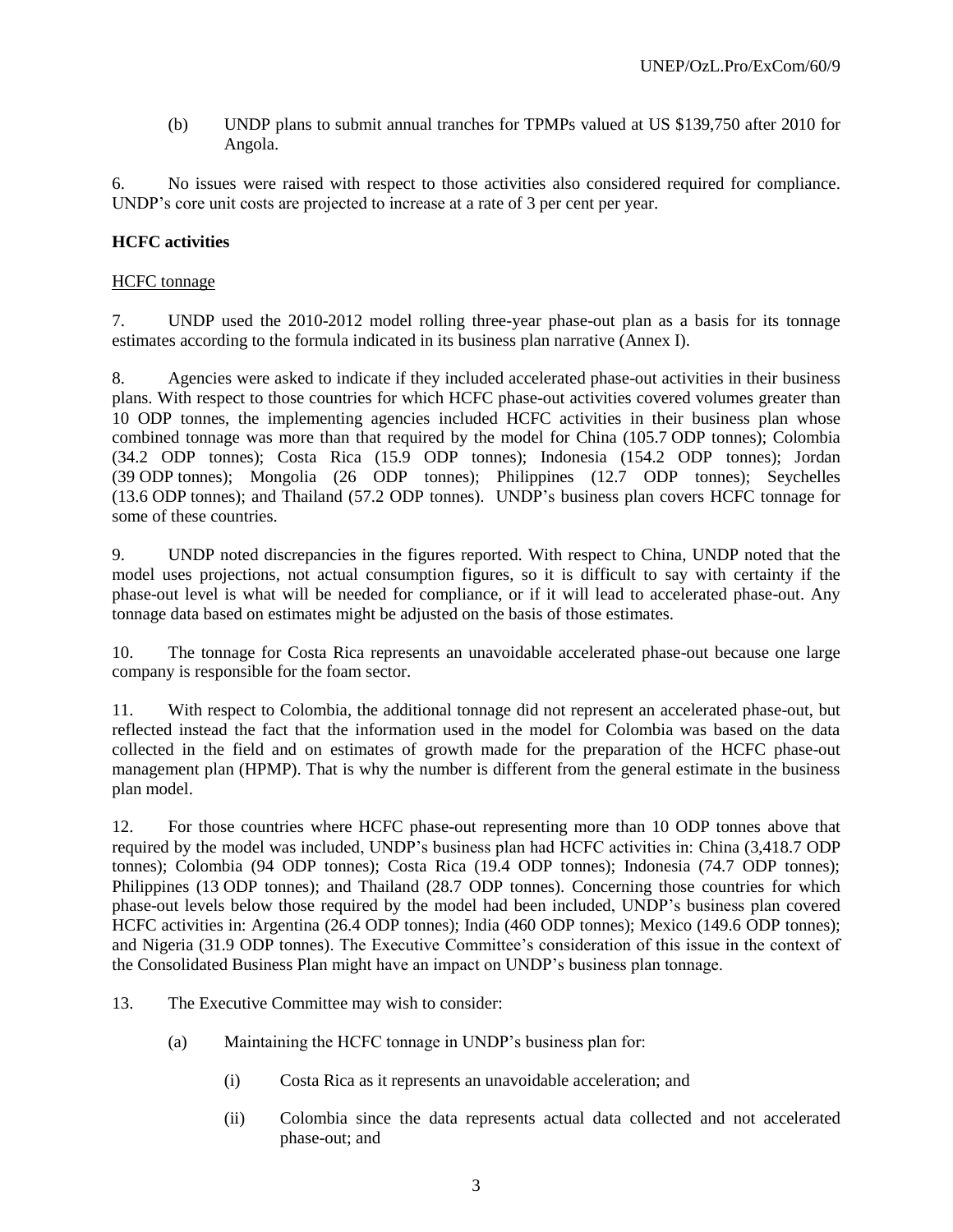(b) UNDP plans to submit annual tranches for TPMPs valued at US $139,750 after 2010 for Angola.

6. No issues were raised with respect to those activities also considered required for compliance. UNDP's core unit costs are projected to increase at a rate of 3 per cent per year.

**HCFC activities**

HCFC tonnage

7. UNDP used the 2010-2012 model rolling three-year phase-out plan as a basis for its tonnage estimates according to the formula indicated in its business plan narrative (Annex I).

8. Agencies were asked to indicate if they included accelerated phase-out activities in their business plans. With respect to those countries for which HCFC phase-out activities covered volumes greater than 10 ODP tonnes, the implementing agencies included HCFC activities in their business plan whose combined tonnage was more than that required by the model for China (105.7 ODP tonnes); Colombia (34.2 ODP tonnes); Costa Rica (15.9 ODP tonnes); Indonesia (154.2 ODP tonnes); Jordan (39 ODP tonnes); Mongolia (26 ODP tonnes); Philippines (12.7 ODP tonnes); Seychelles (13.6 ODP tonnes); and Thailand (57.2 ODP tonnes). UNDP's business plan covers HCFC tonnage for some of these countries.

9. UNDP noted discrepancies in the figures reported. With respect to China, UNDP noted that the model uses projections, not actual consumption figures, so it is difficult to say with certainty if the phase-out level is what will be needed for compliance, or if it will lead to accelerated phase-out. Any tonnage data based on estimates might be adjusted on the basis of those estimates.

10. The tonnage for Costa Rica represents an unavoidable accelerated phase-out because one large company is responsible for the foam sector.

11. With respect to Colombia, the additional tonnage did not represent an accelerated phase-out, but reflected instead the fact that the information used in the model for Colombia was based on the data collected in the field and on estimates of growth made for the preparation of the HCFC phase-out management plan (HPMP). That is why the number is different from the general estimate in the business plan model.

12. For those countries where HCFC phase-out representing more than 10 ODP tonnes above that required by the model was included, UNDP's business plan had HCFC activities in: China (3,418.7 ODP tonnes); Colombia (94 ODP tonnes); Costa Rica (19.4 ODP tonnes); Indonesia (74.7 ODP tonnes); Philippines (13 ODP tonnes); and Thailand (28.7 ODP tonnes). Concerning those countries for which phase-out levels below those required by the model had been included, UNDP's business plan covered HCFC activities in: Argentina (26.4 ODP tonnes); India (460 ODP tonnes); Mexico (149.6 ODP tonnes); and Nigeria (31.9 ODP tonnes). The Executive Committee's consideration of this issue in the context of the Consolidated Business Plan might have an impact on UNDP's business plan tonnage.

13. The Executive Committee may wish to consider:

(a) Maintaining the HCFC tonnage in UNDP's business plan for:

(i) Costa Rica as it represents an unavoidable acceleration; and

(ii) Colombia since the data represents actual data collected and not accelerated phase-out; and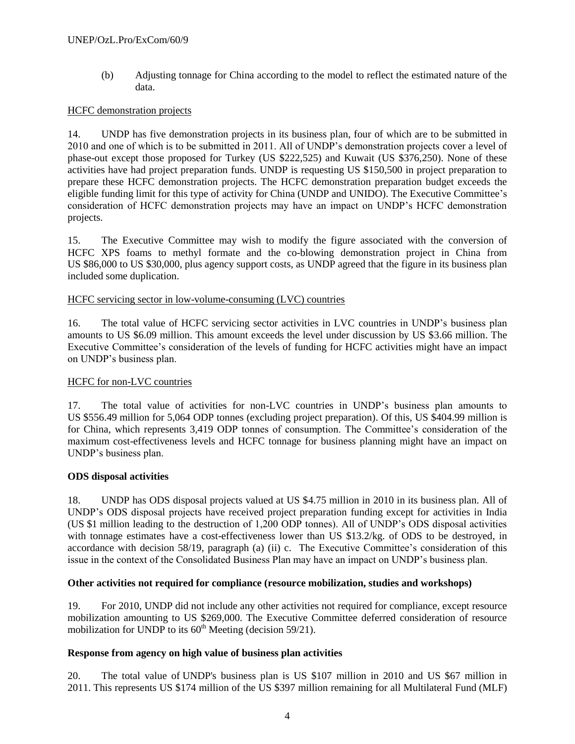(b) Adjusting tonnage for China according to the model to reflect the estimated nature of the data.

HCFC demonstration projects

14. UNDP has five demonstration projects in its business plan, four of which are to be submitted in 2010 and one of which is to be submitted in 2011. All of UNDP's demonstration projects cover a level of phase-out except those proposed for Turkey (US $222,525) and Kuwait (US $376,250). None of these activities have had project preparation funds. UNDP is requesting US $150,500 in project preparation to prepare these HCFC demonstration projects. The HCFC demonstration preparation budget exceeds the eligible funding limit for this type of activity for China (UNDP and UNIDO). The Executive Committee's consideration of HCFC demonstration projects may have an impact on UNDP's HCFC demonstration projects.

15. The Executive Committee may wish to modify the figure associated with the conversion of HCFC XPS foams to methyl formate and the co-blowing demonstration project in China from US $86,000 to US $30,000, plus agency support costs, as UNDP agreed that the figure in its business plan included some duplication.

HCFC servicing sector in low-volume-consuming (LVC) countries

16. The total value of HCFC servicing sector activities in LVC countries in UNDP's business plan amounts to US $6.09 million. This amount exceeds the level under discussion by US $3.66 million. The Executive Committee's consideration of the levels of funding for HCFC activities might have an impact on UNDP's business plan.

HCFC for non-LVC countries

17. The total value of activities for non-LVC countries in UNDP's business plan amounts to US $556.49 million for 5,064 ODP tonnes (excluding project preparation). Of this, US $404.99 million is for China, which represents 3,419 ODP tonnes of consumption. The Committee's consideration of the maximum cost-effectiveness levels and HCFC tonnage for business planning might have an impact on UNDP's business plan.

**ODS disposal activities**

18. UNDP has ODS disposal projects valued at US $4.75 million in 2010 in its business plan. All of UNDP's ODS disposal projects have received project preparation funding except for activities in India (US $1 million leading to the destruction of 1,200 ODP tonnes). All of UNDP's ODS disposal activities with tonnage estimates have a cost-effectiveness lower than US $13.2/kg. of ODS to be destroyed, in accordance with decision 58/19, paragraph (a) (ii) c. The Executive Committee's consideration of this issue in the context of the Consolidated Business Plan may have an impact on UNDP's business plan.

**Other activities not required for compliance (resource mobilization, studies and workshops)**

19. For 2010, UNDP did not include any other activities not required for compliance, except resource mobilization amounting to US $269,000. The Executive Committee deferred consideration of resource mobilization for UNDP to its 60th Meeting (decision 59/21).

**Response from agency on high value of business plan activities**

20. The total value of UNDP's business plan is US $107 million in 2010 and US $67 million in 2011. This represents US $174 million of the US $397 million remaining for all Multilateral Fund (MLF)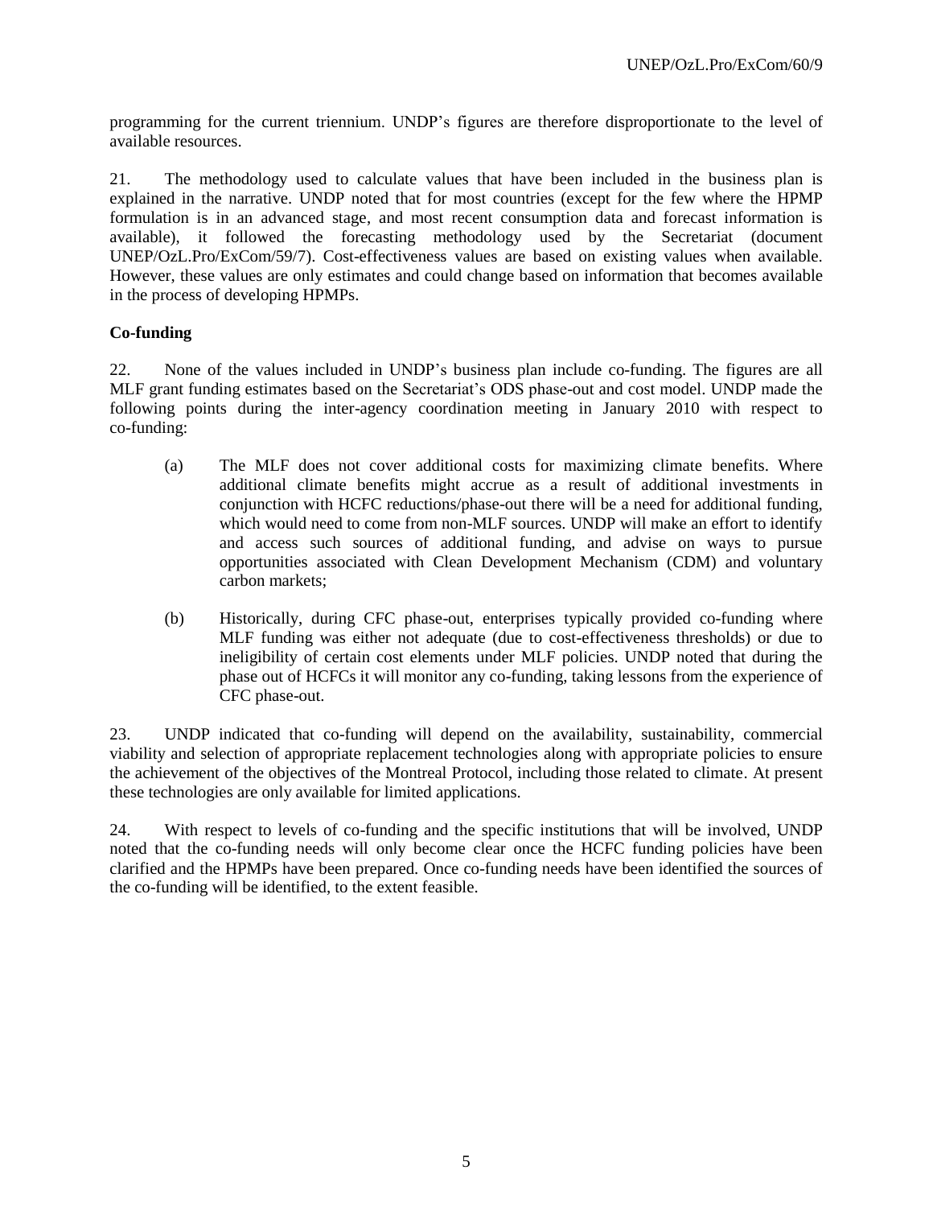programming for the current triennium. UNDP's figures are therefore disproportionate to the level of available resources.

21. The methodology used to calculate values that have been included in the business plan is explained in the narrative. UNDP noted that for most countries (except for the few where the HPMP formulation is in an advanced stage, and most recent consumption data and forecast information is available), it followed the forecasting methodology used by the Secretariat (document UNEP/OzL.Pro/ExCom/59/7). Cost-effectiveness values are based on existing values when available. However, these values are only estimates and could change based on information that becomes available in the process of developing HPMPs.

**Co-funding**

22. None of the values included in UNDP's business plan include co-funding. The figures are all MLF grant funding estimates based on the Secretariat's ODS phase-out and cost model. UNDP made the following points during the inter-agency coordination meeting in January 2010 with respect to co-funding:

(a) The MLF does not cover additional costs for maximizing climate benefits. Where additional climate benefits might accrue as a result of additional investments in conjunction with HCFC reductions/phase-out there will be a need for additional funding, which would need to come from non-MLF sources. UNDP will make an effort to identify and access such sources of additional funding, and advise on ways to pursue opportunities associated with Clean Development Mechanism (CDM) and voluntary carbon markets;

(b) Historically, during CFC phase-out, enterprises typically provided co-funding where MLF funding was either not adequate (due to cost-effectiveness thresholds) or due to ineligibility of certain cost elements under MLF policies. UNDP noted that during the phase out of HCFCs it will monitor any co-funding, taking lessons from the experience of CFC phase-out.

23. UNDP indicated that co-funding will depend on the availability, sustainability, commercial viability and selection of appropriate replacement technologies along with appropriate policies to ensure the achievement of the objectives of the Montreal Protocol, including those related to climate. At present these technologies are only available for limited applications.

24. With respect to levels of co-funding and the specific institutions that will be involved, UNDP noted that the co-funding needs will only become clear once the HCFC funding policies have been clarified and the HPMPs have been prepared. Once co-funding needs have been identified the sources of the co-funding will be identified, to the extent feasible.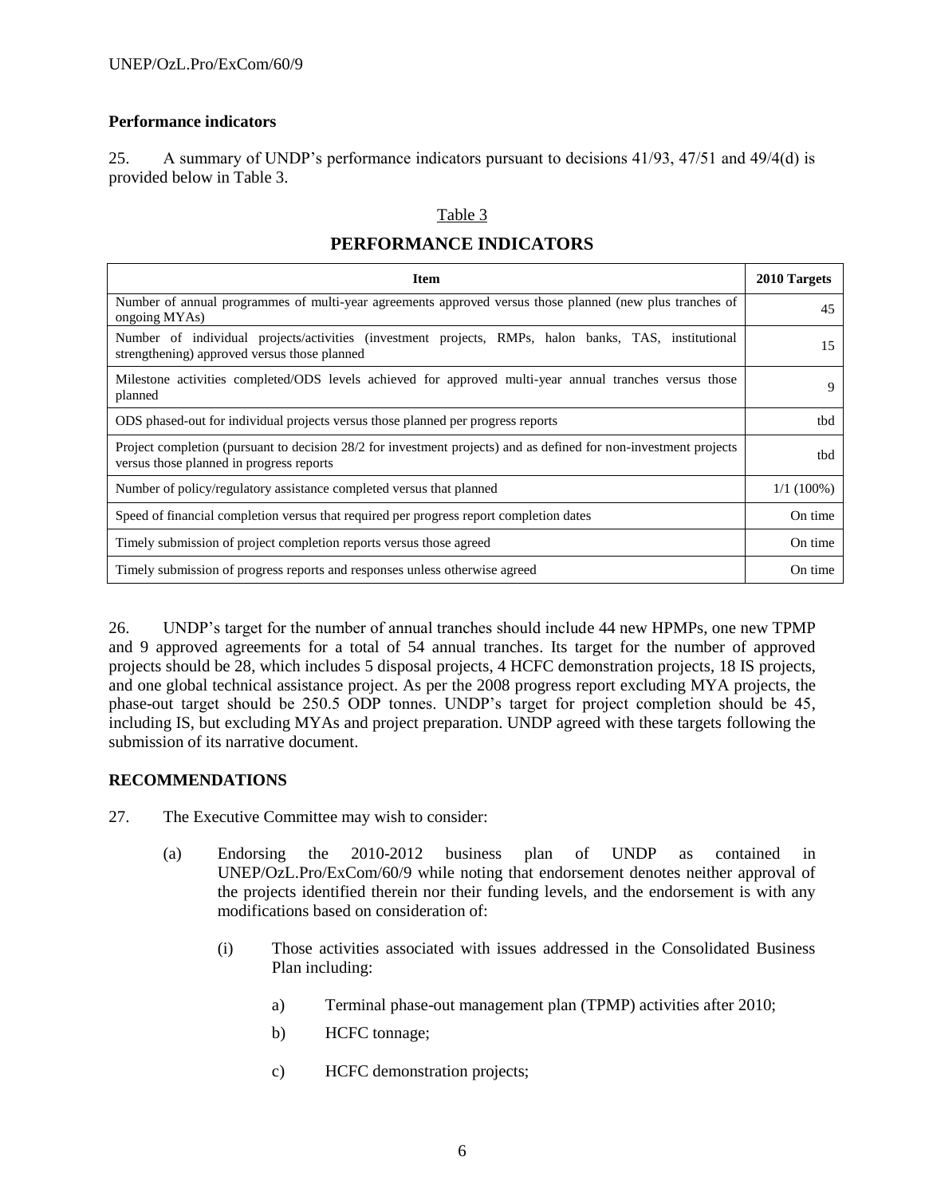**Performance indicators**

25. A summary of UNDP's performance indicators pursuant to decisions 41/93, 47/51 and 49/4(d) is provided below in Table 3.

Table 3

**PERFORMANCE INDICATORS**

| Item | 2010 Targets |
|---|---|
| Number of annual programmes of multi-year agreements approved versus those planned (new plus tranches of ongoing MYAs) | 45 |
| Number of individual projects/activities (investment projects, RMPs, halon banks, TAS, institutional strengthening) approved versus those planned | 15 |
| Milestone activities completed/ODS levels achieved for approved multi-year annual tranches versus those planned | 9 |
| ODS phased-out for individual projects versus those planned per progress reports | tbd |
| Project completion (pursuant to decision 28/2 for investment projects) and as defined for non-investment projects versus those planned in progress reports | tbd |
| Number of policy/regulatory assistance completed versus that planned | 1/1 (100%) |
| Speed of financial completion versus that required per progress report completion dates | On time |
| Timely submission of project completion reports versus those agreed | On time |
| Timely submission of progress reports and responses unless otherwise agreed | On time |

26. UNDP's target for the number of annual tranches should include 44 new HPMPs, one new TPMP and 9 approved agreements for a total of 54 annual tranches. Its target for the number of approved projects should be 28, which includes 5 disposal projects, 4 HCFC demonstration projects, 18 IS projects, and one global technical assistance project. As per the 2008 progress report excluding MYA projects, the phase-out target should be 250.5 ODP tonnes. UNDP's target for project completion should be 45, including IS, but excluding MYAs and project preparation. UNDP agreed with these targets following the submission of its narrative document.

**RECOMMENDATIONS**

27. The Executive Committee may wish to consider:

(a) Endorsing the 2010-2012 business plan of UNDP as contained in UNEP/OzL.Pro/ExCom/60/9 while noting that endorsement denotes neither approval of the projects identified therein nor their funding levels, and the endorsement is with any modifications based on consideration of:

(i) Those activities associated with issues addressed in the Consolidated Business Plan including:

a) Terminal phase-out management plan (TPMP) activities after 2010;

b) HCFC tonnage;

c) HCFC demonstration projects;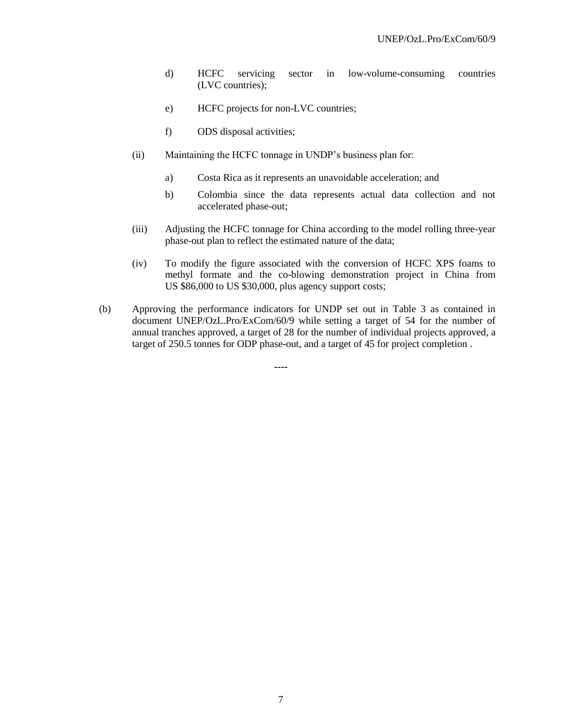d) HCFC servicing sector in low-volume-consuming countries (LVC countries);

e) HCFC projects for non-LVC countries;

f) ODS disposal activities;

(ii) Maintaining the HCFC tonnage in UNDP's business plan for:

a) Costa Rica as it represents an unavoidable acceleration; and

b) Colombia since the data represents actual data collection and not accelerated phase-out;

(iii) Adjusting the HCFC tonnage for China according to the model rolling three-year phase-out plan to reflect the estimated nature of the data;

(iv) To modify the figure associated with the conversion of HCFC XPS foams to methyl formate and the co-blowing demonstration project in China from US $86,000 to US $30,000, plus agency support costs;

(b) Approving the performance indicators for UNDP set out in Table 3 as contained in document UNEP/OzL.Pro/ExCom/60/9 while setting a target of 54 for the number of annual tranches approved, a target of 28 for the number of individual projects approved, a target of 250.5 tonnes for ODP phase-out, and a target of 45 for project completion .

----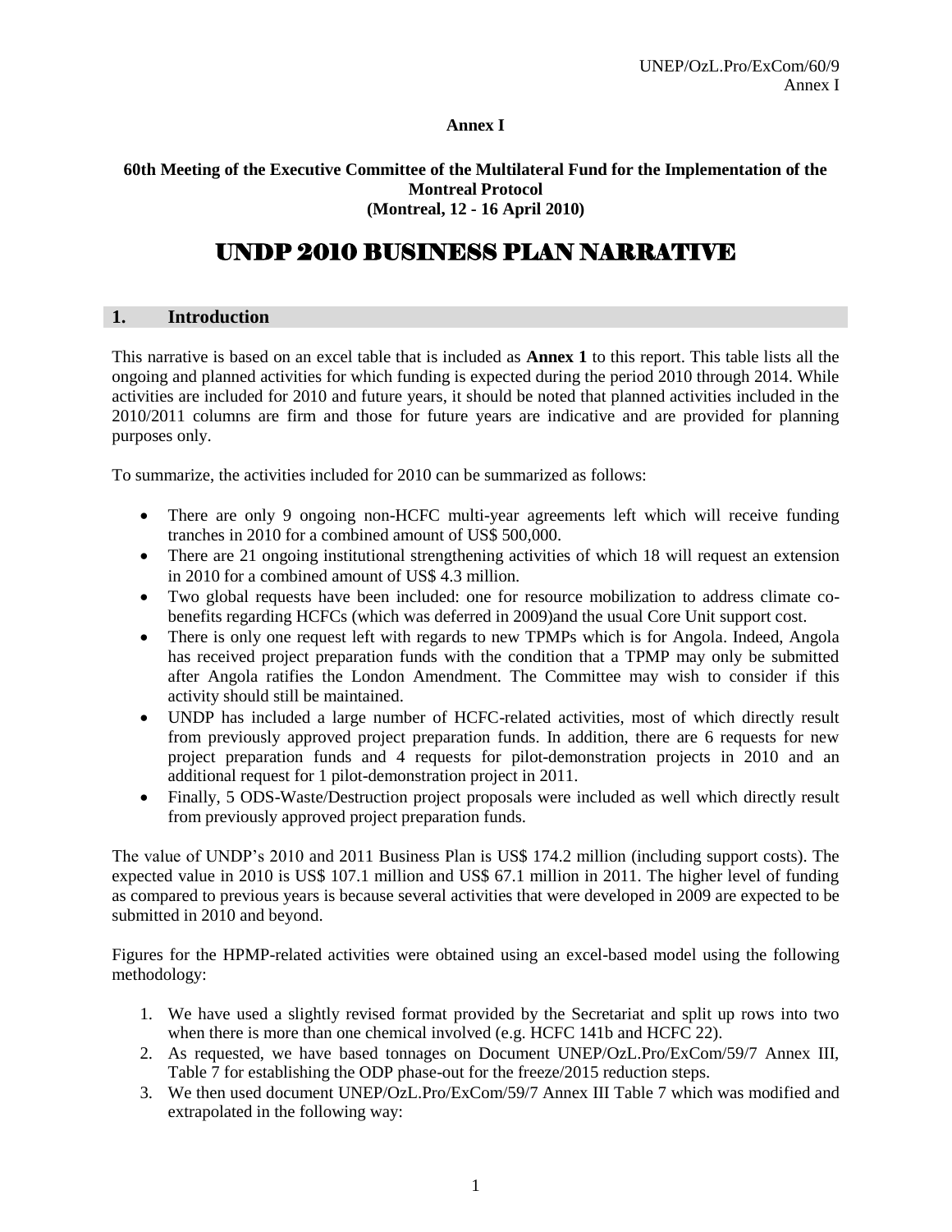**Annex I**

**60th Meeting of the Executive Committee of the Multilateral Fund for the Implementation of the Montreal Protocol**
**(Montreal, 12 - 16 April 2010)**

# UNDP 2010 BUSINESS PLAN NARRATIVE

## 1. Introduction

This narrative is based on an excel table that is included as **Annex 1** to this report. This table lists all the ongoing and planned activities for which funding is expected during the period 2010 through 2014. While activities are included for 2010 and future years, it should be noted that planned activities included in the 2010/2011 columns are firm and those for future years are indicative and are provided for planning purposes only.

To summarize, the activities included for 2010 can be summarized as follows:

- There are only 9 ongoing non-HCFC multi-year agreements left which will receive funding tranches in 2010 for a combined amount of US$ 500,000.
- There are 21 ongoing institutional strengthening activities of which 18 will request an extension in 2010 for a combined amount of US$ 4.3 million.
- Two global requests have been included: one for resource mobilization to address climate co-benefits regarding HCFCs (which was deferred in 2009)and the usual Core Unit support cost.
- There is only one request left with regards to new TPMPs which is for Angola. Indeed, Angola has received project preparation funds with the condition that a TPMP may only be submitted after Angola ratifies the London Amendment. The Committee may wish to consider if this activity should still be maintained.
- UNDP has included a large number of HCFC-related activities, most of which directly result from previously approved project preparation funds. In addition, there are 6 requests for new project preparation funds and 4 requests for pilot-demonstration projects in 2010 and an additional request for 1 pilot-demonstration project in 2011.
- Finally, 5 ODS-Waste/Destruction project proposals were included as well which directly result from previously approved project preparation funds.

The value of UNDP's 2010 and 2011 Business Plan is US$ 174.2 million (including support costs). The expected value in 2010 is US$ 107.1 million and US$ 67.1 million in 2011. The higher level of funding as compared to previous years is because several activities that were developed in 2009 are expected to be submitted in 2010 and beyond.

Figures for the HPMP-related activities were obtained using an excel-based model using the following methodology:

1. We have used a slightly revised format provided by the Secretariat and split up rows into two when there is more than one chemical involved (e.g. HCFC 141b and HCFC 22).
2. As requested, we have based tonnages on Document UNEP/OzL.Pro/ExCom/59/7 Annex III, Table 7 for establishing the ODP phase-out for the freeze/2015 reduction steps.
3. We then used document UNEP/OzL.Pro/ExCom/59/7 Annex III Table 7 which was modified and extrapolated in the following way: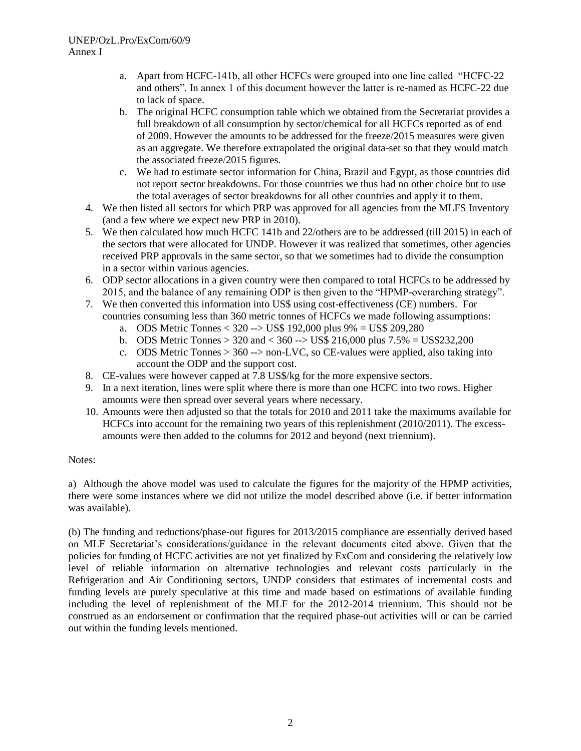a. Apart from HCFC-141b, all other HCFCs were grouped into one line called "HCFC-22 and others". In annex 1 of this document however the latter is re-named as HCFC-22 due to lack of space.
   b. The original HCFC consumption table which we obtained from the Secretariat provides a full breakdown of all consumption by sector/chemical for all HCFCs reported as of end of 2009. However the amounts to be addressed for the freeze/2015 measures were given as an aggregate. We therefore extrapolated the original data-set so that they would match the associated freeze/2015 figures.
   c. We had to estimate sector information for China, Brazil and Egypt, as those countries did not report sector breakdowns. For those countries we thus had no other choice but to use the total averages of sector breakdowns for all other countries and apply it to them.
4. We then listed all sectors for which PRP was approved for all agencies from the MLFS Inventory (and a few where we expect new PRP in 2010).
5. We then calculated how much HCFC 141b and 22/others are to be addressed (till 2015) in each of the sectors that were allocated for UNDP. However it was realized that sometimes, other agencies received PRP approvals in the same sector, so that we sometimes had to divide the consumption in a sector within various agencies.
6. ODP sector allocations in a given country were then compared to total HCFCs to be addressed by 2015, and the balance of any remaining ODP is then given to the "HPMP-overarching strategy".
7. We then converted this information into US$ using cost-effectiveness (CE) numbers. For countries consuming less than 360 metric tonnes of HCFCs we made following assumptions:
   a. ODS Metric Tonnes < 320 --> US$ 192,000 plus 9% = US$ 209,280
   b. ODS Metric Tonnes > 320 and < 360 --> US$ 216,000 plus 7.5% = US$232,200
   c. ODS Metric Tonnes > 360 --> non-LVC, so CE-values were applied, also taking into account the ODP and the support cost.
8. CE-values were however capped at 7.8 US$/kg for the more expensive sectors.
9. In a next iteration, lines were split where there is more than one HCFC into two rows. Higher amounts were then spread over several years where necessary.
10. Amounts were then adjusted so that the totals for 2010 and 2011 take the maximums available for HCFCs into account for the remaining two years of this replenishment (2010/2011). The excess-amounts were then added to the columns for 2012 and beyond (next triennium).

Notes:

a) Although the above model was used to calculate the figures for the majority of the HPMP activities, there were some instances where we did not utilize the model described above (i.e. if better information was available).

(b) The funding and reductions/phase-out figures for 2013/2015 compliance are essentially derived based on MLF Secretariat's considerations/guidance in the relevant documents cited above. Given that the policies for funding of HCFC activities are not yet finalized by ExCom and considering the relatively low level of reliable information on alternative technologies and relevant costs particularly in the Refrigeration and Air Conditioning sectors, UNDP considers that estimates of incremental costs and funding levels are purely speculative at this time and made based on estimations of available funding including the level of replenishment of the MLF for the 2012-2014 triennium. This should not be construed as an endorsement or confirmation that the required phase-out activities will or can be carried out within the funding levels mentioned.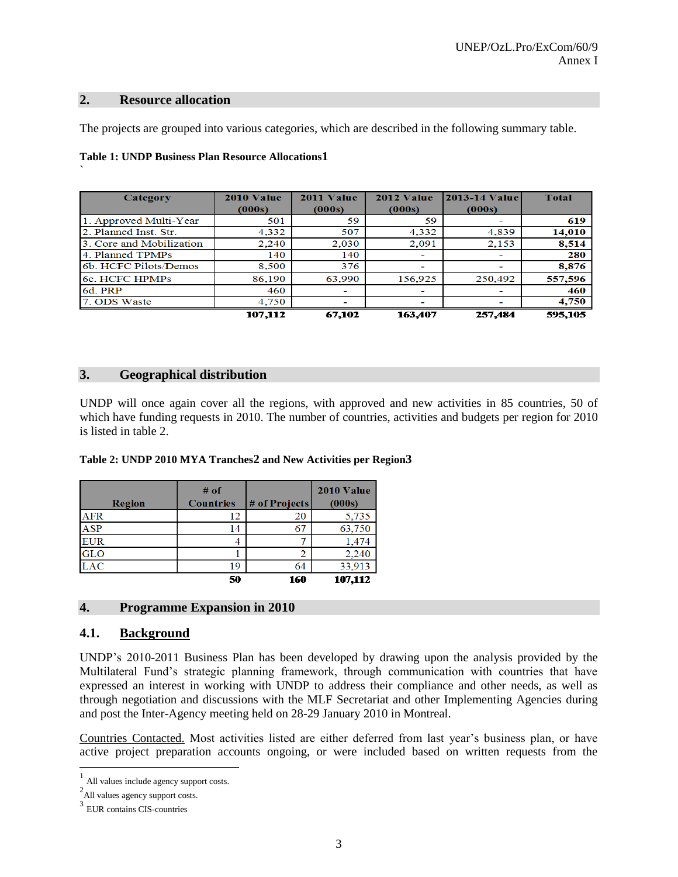## 2. Resource allocation

The projects are grouped into various categories, which are described in the following summary table.

**Table 1: UNDP Business Plan Resource Allocations[1]**

`

| Category | 2010 Value (000s) | 2011 Value (000s) | 2012 Value (000s) | 2013-14 Value (000s) | Total |
|---|---|---|---|---|---|
| 1. Approved Multi-Year | 501 | 59 | 59 | - | **619** |
| 2. Planned Inst. Str. | 4,332 | 507 | 4,332 | 4,839 | **14,010** |
| 3. Core and Mobilization | 2,240 | 2,030 | 2,091 | 2,153 | **8,514** |
| 4. Planned TPMPs | 140 | 140 | - | - | **280** |
| 6b. HCFC Pilots/Demos | 8,500 | 376 | - | - | **8,876** |
| 6c. HCFC HPMPs | 86,190 | 63,990 | 156,925 | 250,492 | **557,596** |
| 6d. PRP | 460 | - | - | - | **460** |
| 7. ODS Waste | 4,750 | - | - | - | **4,750** |
| | **107,112** | **67,102** | **163,407** | **257,484** | **595,105** |

## 3. Geographical distribution

UNDP will once again cover all the regions, with approved and new activities in 85 countries, 50 of which have funding requests in 2010. The number of countries, activities and budgets per region for 2010 is listed in table 2.

**Table 2: UNDP 2010 MYA Tranches[2] and New Activities per Region[3]**

| Region | # of Countries | # of Projects | 2010 Value (000s) |
|---|---|---|---|
| AFR | 12 | 20 | 5,735 |
| ASP | 14 | 67 | 63,750 |
| EUR | 4 | 7 | 1,474 |
| GLO | 1 | 2 | 2,240 |
| LAC | 19 | 64 | 33,913 |
| | **50** | **160** | **107,112** |

## 4. Programme Expansion in 2010

### 4.1. Background

UNDP's 2010-2011 Business Plan has been developed by drawing upon the analysis provided by the Multilateral Fund's strategic planning framework, through communication with countries that have expressed an interest in working with UNDP to address their compliance and other needs, as well as through negotiation and discussions with the MLF Secretariat and other Implementing Agencies during and post the Inter-Agency meeting held on 28-29 January 2010 in Montreal.

Countries Contacted. Most activities listed are either deferred from last year's business plan, or have active project preparation accounts ongoing, or were included based on written requests from the

[1] All values include agency support costs.

[2] All values agency support costs.

[3] EUR contains CIS-countries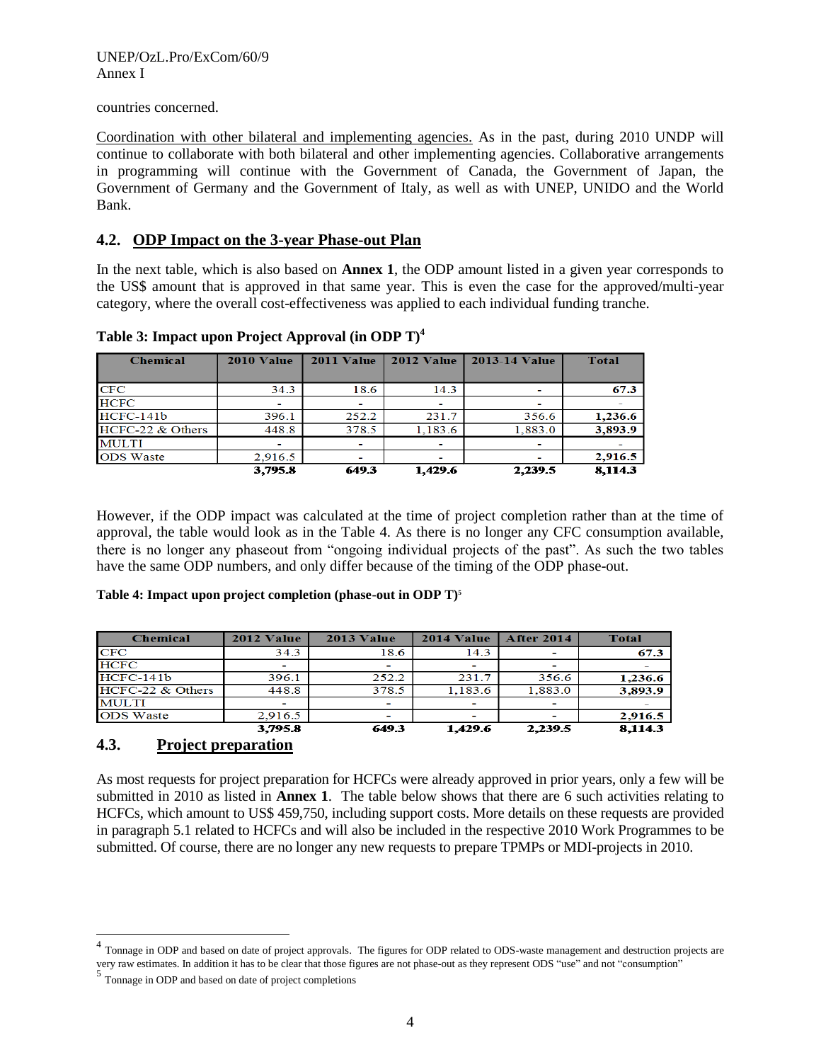countries concerned.

Coordination with other bilateral and implementing agencies. As in the past, during 2010 UNDP will continue to collaborate with both bilateral and other implementing agencies. Collaborative arrangements in programming will continue with the Government of Canada, the Government of Japan, the Government of Germany and the Government of Italy, as well as with UNEP, UNIDO and the World Bank.

## 4.2. ODP Impact on the 3-year Phase-out Plan

In the next table, which is also based on **Annex 1**, the ODP amount listed in a given year corresponds to the US$ amount that is approved in that same year. This is even the case for the approved/multi-year category, where the overall cost-effectiveness was applied to each individual funding tranche.

**Table 3: Impact upon Project Approval (in ODP T)[4]**

| Chemical | 2010 Value | 2011 Value | 2012 Value | 2013-14 Value | Total |
|---|---|---|---|---|---|
| CFC | 34.3 | 18.6 | 14.3 | - | **67.3** |
| HCFC | - | - | - | - | - |
| HCFC-141b | 396.1 | 252.2 | 231.7 | 356.6 | **1,236.6** |
| HCFC-22 & Others | 448.8 | 378.5 | 1,183.6 | 1,883.0 | **3,893.9** |
| MULTI | - | - | - | - | - |
| ODS Waste | 2,916.5 | - | - | - | **2,916.5** |
| | **3,795.8** | **649.3** | **1,429.6** | **2,239.5** | **8,114.3** |

However, if the ODP impact was calculated at the time of project completion rather than at the time of approval, the table would look as in the Table 4. As there is no longer any CFC consumption available, there is no longer any phaseout from "ongoing individual projects of the past". As such the two tables have the same ODP numbers, and only differ because of the timing of the ODP phase-out.

**Table 4: Impact upon project completion (phase-out in ODP T)[5]**

| Chemical | 2012 Value | 2013 Value | 2014 Value | After 2014 | Total |
|---|---|---|---|---|---|
| CFC | 34.3 | 18.6 | 14.3 | - | **67.3** |
| HCFC | - | - | - | - | - |
| HCFC-141b | 396.1 | 252.2 | 231.7 | 356.6 | **1,236.6** |
| HCFC-22 & Others | 448.8 | 378.5 | 1,183.6 | 1,883.0 | **3,893.9** |
| MULTI | - | - | - | - | - |
| ODS Waste | 2,916.5 | - | - | - | **2,916.5** |
| | **3,795.8** | **649.3** | **1,429.6** | **2,239.5** | **8,114.3** |

## 4.3. Project preparation

As most requests for project preparation for HCFCs were already approved in prior years, only a few will be submitted in 2010 as listed in **Annex 1**. The table below shows that there are 6 such activities relating to HCFCs, which amount to US$ 459,750, including support costs. More details on these requests are provided in paragraph 5.1 related to HCFCs and will also be included in the respective 2010 Work Programmes to be submitted. Of course, there are no longer any new requests to prepare TPMPs or MDI-projects in 2010.

---

[4] Tonnage in ODP and based on date of project approvals. The figures for ODP related to ODS-waste management and destruction projects are very raw estimates. In addition it has to be clear that those figures are not phase-out as they represent ODS "use" and not "consumption"

[5] Tonnage in ODP and based on date of project completions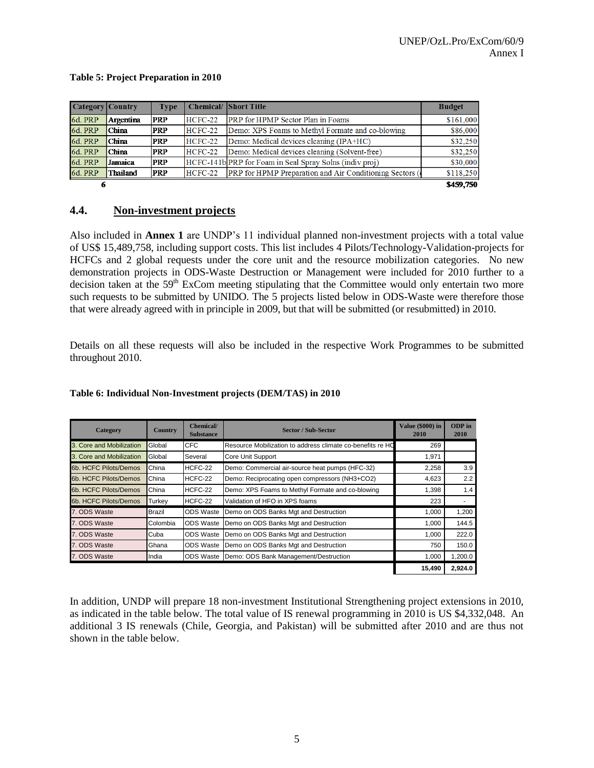**Table 5: Project Preparation in 2010**

| Category | Country | Type | Chemical/ | Short Title | Budget |
|---|---|---|---|---|---|
| 6d. PRP | Argentina | PRP | HCFC-22 | PRP for HPMP Sector Plan in Foams | $161,000 |
| 6d. PRP | China | PRP | HCFC-22 | Demo: XPS Foams to Methyl Formate and co-blowing | $86,000 |
| 6d. PRP | China | PRP | HCFC-22 | Demo: Medical devices cleaning (IPA+HC) | $32,250 |
| 6d. PRP | China | PRP | HCFC-22 | Demo: Medical devices cleaning (Solvent-free) | $32,250 |
| 6d. PRP | Jamaica | PRP | HCFC-141b | PRP for Foam in Seal Spray Solns (indiv proj) | $30,000 |
| 6d. PRP | Thailand | PRP | HCFC-22 | PRP for HPMP Preparation and Air Conditioning Sectors ( | $118,250 |
| 6 | | | | | $459,750 |

## 4.4. Non-investment projects

Also included in **Annex 1** are UNDP's 11 individual planned non-investment projects with a total value of US$ 15,489,758, including support costs. This list includes 4 Pilots/Technology-Validation-projects for HCFCs and 2 global requests under the core unit and the resource mobilization categories. No new demonstration projects in ODS-Waste Destruction or Management were included for 2010 further to a decision taken at the 59th ExCom meeting stipulating that the Committee would only entertain two more such requests to be submitted by UNIDO. The 5 projects listed below in ODS-Waste were therefore those that were already agreed with in principle in 2009, but that will be submitted (or resubmitted) in 2010.

Details on all these requests will also be included in the respective Work Programmes to be submitted throughout 2010.

**Table 6: Individual Non-Investment projects (DEM/TAS) in 2010**

| Category | Country | Chemical/ Substance | Sector / Sub-Sector | Value ($000) in 2010 | ODP in 2010 |
|---|---|---|---|---|---|
| 3. Core and Mobilization | Global | CFC | Resource Mobilization to address climate co-benefits re HC | 269 | |
| 3. Core and Mobilization | Global | Several | Core Unit Support | 1,971 | |
| 6b. HCFC Pilots/Demos | China | HCFC-22 | Demo: Commercial air-source heat pumps (HFC-32) | 2,258 | 3.9 |
| 6b. HCFC Pilots/Demos | China | HCFC-22 | Demo: Reciprocating open compressors (NH3+CO2) | 4,623 | 2.2 |
| 6b. HCFC Pilots/Demos | China | HCFC-22 | Demo: XPS Foams to Methyl Formate and co-blowing | 1,398 | 1.4 |
| 6b. HCFC Pilots/Demos | Turkey | HCFC-22 | Validation of HFO in XPS foams | 223 | - |
| 7. ODS Waste | Brazil | ODS Waste | Demo on ODS Banks Mgt and Destruction | 1,000 | 1,200 |
| 7. ODS Waste | Colombia | ODS Waste | Demo on ODS Banks Mgt and Destruction | 1,000 | 144.5 |
| 7. ODS Waste | Cuba | ODS Waste | Demo on ODS Banks Mgt and Destruction | 1,000 | 222.0 |
| 7. ODS Waste | Ghana | ODS Waste | Demo on ODS Banks Mgt and Destruction | 750 | 150.0 |
| 7. ODS Waste | India | ODS Waste | Demo: ODS Bank Management/Destruction | 1,000 | 1,200.0 |
| | | | | 15,490 | 2,924.0 |

In addition, UNDP will prepare 18 non-investment Institutional Strengthening project extensions in 2010, as indicated in the table below. The total value of IS renewal programming in 2010 is US $4,332,048. An additional 3 IS renewals (Chile, Georgia, and Pakistan) will be submitted after 2010 and are thus not shown in the table below.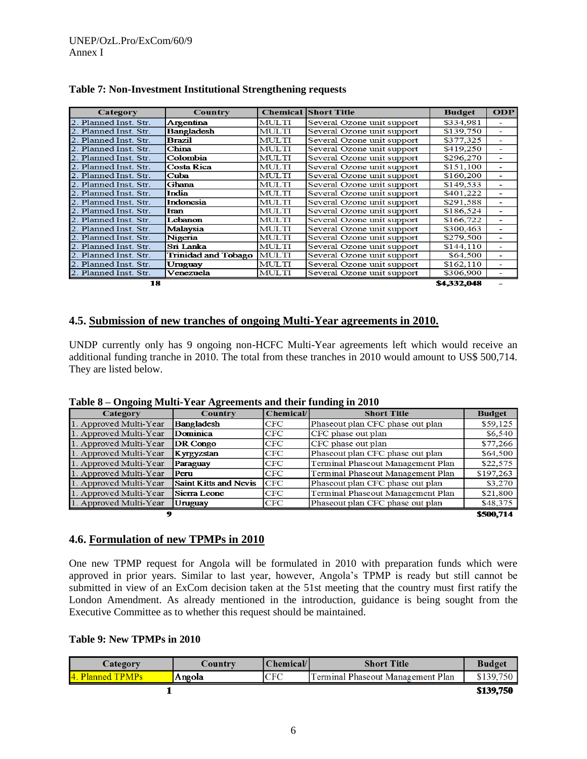**Table 7: Non-Investment Institutional Strengthening requests**

| Category | Country | Chemical | Short Title | Budget | ODP |
|---|---|---|---|---|---|
| 2. Planned Inst. Str. | Argentina | MULTI | Several Ozone unit support | $334,981 | - |
| 2. Planned Inst. Str. | Bangladesh | MULTI | Several Ozone unit support | $139,750 | - |
| 2. Planned Inst. Str. | Brazil | MULTI | Several Ozone unit support | $377,325 | - |
| 2. Planned Inst. Str. | China | MULTI | Several Ozone unit support | $419,250 | - |
| 2. Planned Inst. Str. | Colombia | MULTI | Several Ozone unit support | $296,270 | - |
| 2. Planned Inst. Str. | Costa Rica | MULTI | Several Ozone unit support | $151,100 | - |
| 2. Planned Inst. Str. | Cuba | MULTI | Several Ozone unit support | $160,200 | - |
| 2. Planned Inst. Str. | Ghana | MULTI | Several Ozone unit support | $149,533 | - |
| 2. Planned Inst. Str. | India | MULTI | Several Ozone unit support | $401,222 | - |
| 2. Planned Inst. Str. | Indonesia | MULTI | Several Ozone unit support | $291,588 | - |
| 2. Planned Inst. Str. | Iran | MULTI | Several Ozone unit support | $186,524 | - |
| 2. Planned Inst. Str. | Lebanon | MULTI | Several Ozone unit support | $166,722 | - |
| 2. Planned Inst. Str. | Malaysia | MULTI | Several Ozone unit support | $300,463 | - |
| 2. Planned Inst. Str. | Nigeria | MULTI | Several Ozone unit support | $279,500 | - |
| 2. Planned Inst. Str. | Sri Lanka | MULTI | Several Ozone unit support | $144,110 | - |
| 2. Planned Inst. Str. | Trinidad and Tobago | MULTI | Several Ozone unit support | $64,500 | - |
| 2. Planned Inst. Str. | Uruguay | MULTI | Several Ozone unit support | $162,110 | - |
| 2. Planned Inst. Str. | Venezuela | MULTI | Several Ozone unit support | $306,900 | - |
| 18 | | | | $4,332,048 | - |

## 4.5. Submission of new tranches of ongoing Multi-Year agreements in 2010.

UNDP currently only has 9 ongoing non-HCFC Multi-Year agreements left which would receive an additional funding tranche in 2010. The total from these tranches in 2010 would amount to US$ 500,714. They are listed below.

**Table 8 – Ongoing Multi-Year Agreements and their funding in 2010**

| Category | Country | Chemical/ | Short Title | Budget |
|---|---|---|---|---|
| 1. Approved Multi-Year | Bangladesh | CFC | Phaseout plan CFC phase out plan | $59,125 |
| 1. Approved Multi-Year | Dominica | CFC | CFC phase out plan | $6,540 |
| 1. Approved Multi-Year | DR Congo | CFC | CFC phase out plan | $77,266 |
| 1. Approved Multi-Year | Kyrgyzstan | CFC | Phaseout plan CFC phase out plan | $64,500 |
| 1. Approved Multi-Year | Paraguay | CFC | Terminal Phaseout Management Plan | $22,575 |
| 1. Approved Multi-Year | Peru | CFC | Terminal Phaseout Management Plan | $197,263 |
| 1. Approved Multi-Year | Saint Kitts and Nevis | CFC | Phaseout plan CFC phase out plan | $3,270 |
| 1. Approved Multi-Year | Sierra Leone | CFC | Terminal Phaseout Management Plan | $21,800 |
| 1. Approved Multi-Year | Uruguay | CFC | Phaseout plan CFC phase out plan | $48,375 |
| 9 | | | | $500,714 |

## 4.6. Formulation of new TPMPs in 2010

One new TPMP request for Angola will be formulated in 2010 with preparation funds which were approved in prior years. Similar to last year, however, Angola's TPMP is ready but still cannot be submitted in view of an ExCom decision taken at the 51st meeting that the country must first ratify the London Amendment. As already mentioned in the introduction, guidance is being sought from the Executive Committee as to whether this request should be maintained.

**Table 9: New TPMPs in 2010**

| Category | Country | Chemical/ | Short Title | Budget |
|---|---|---|---|---|
| 4. Planned TPMPs | Angola | CFC | Terminal Phaseout Management Plan | $139,750 |
| 1 | | | | $139,750 |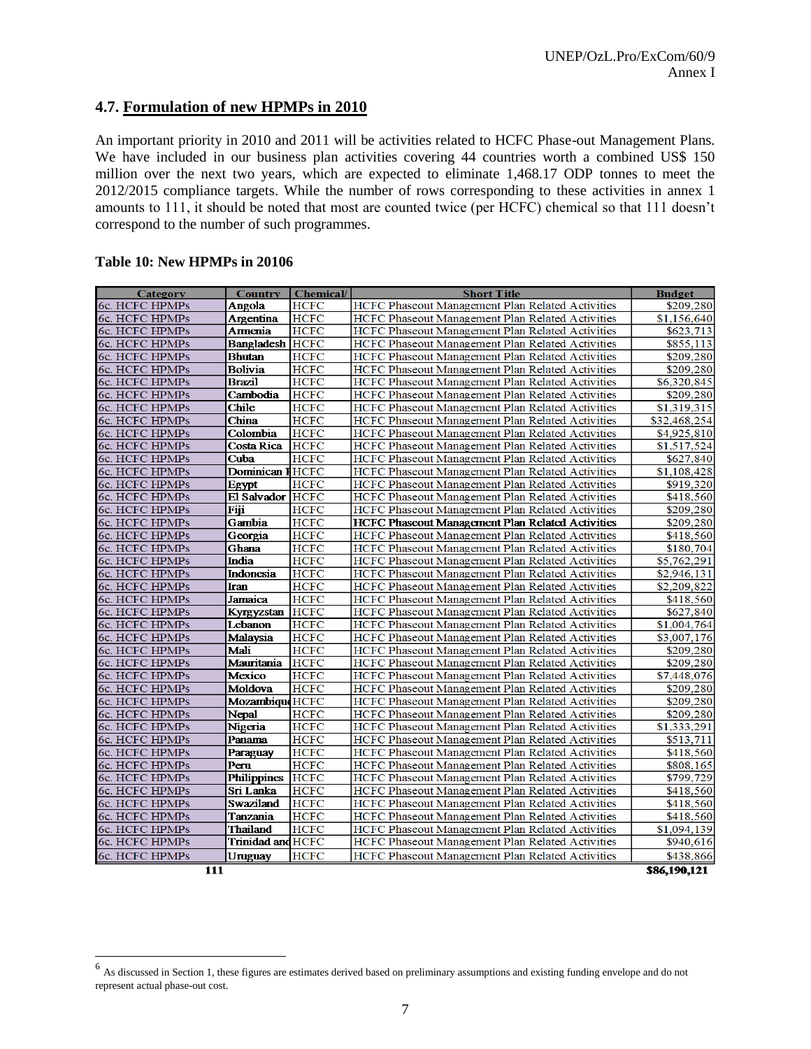## 4.7. Formulation of new HPMPs in 2010

An important priority in 2010 and 2011 will be activities related to HCFC Phase-out Management Plans. We have included in our business plan activities covering 44 countries worth a combined US$ 150 million over the next two years, which are expected to eliminate 1,468.17 ODP tonnes to meet the 2012/2015 compliance targets. While the number of rows corresponding to these activities in annex 1 amounts to 111, it should be noted that most are counted twice (per HCFC) chemical so that 111 doesn't correspond to the number of such programmes.

### Table 10: New HPMPs in 2010[6]

| Category | Country | Chemical/ | Short Title | Budget |
|---|---|---|---|---|
| 6c. HCFC HPMPs | Angola | HCFC | HCFC Phaseout Management Plan Related Activities | $209,280 |
| 6c. HCFC HPMPs | Argentina | HCFC | HCFC Phaseout Management Plan Related Activities | $1,156,640 |
| 6c. HCFC HPMPs | Armenia | HCFC | HCFC Phaseout Management Plan Related Activities | $623,713 |
| 6c. HCFC HPMPs | Bangladesh | HCFC | HCFC Phaseout Management Plan Related Activities | $855,113 |
| 6c. HCFC HPMPs | Bhutan | HCFC | HCFC Phaseout Management Plan Related Activities | $209,280 |
| 6c. HCFC HPMPs | Bolivia | HCFC | HCFC Phaseout Management Plan Related Activities | $209,280 |
| 6c. HCFC HPMPs | Brazil | HCFC | HCFC Phaseout Management Plan Related Activities | $6,320,845 |
| 6c. HCFC HPMPs | Cambodia | HCFC | HCFC Phaseout Management Plan Related Activities | $209,280 |
| 6c. HCFC HPMPs | Chile | HCFC | HCFC Phaseout Management Plan Related Activities | $1,319,315 |
| 6c. HCFC HPMPs | China | HCFC | HCFC Phaseout Management Plan Related Activities | $32,468,254 |
| 6c. HCFC HPMPs | Colombia | HCFC | HCFC Phaseout Management Plan Related Activities | $4,925,810 |
| 6c. HCFC HPMPs | Costa Rica | HCFC | HCFC Phaseout Management Plan Related Activities | $1,517,524 |
| 6c. HCFC HPMPs | Cuba | HCFC | HCFC Phaseout Management Plan Related Activities | $627,840 |
| 6c. HCFC HPMPs | Dominican R | HCFC | HCFC Phaseout Management Plan Related Activities | $1,108,428 |
| 6c. HCFC HPMPs | Egypt | HCFC | HCFC Phaseout Management Plan Related Activities | $919,320 |
| 6c. HCFC HPMPs | El Salvador | HCFC | HCFC Phaseout Management Plan Related Activities | $418,560 |
| 6c. HCFC HPMPs | Fiji | HCFC | HCFC Phaseout Management Plan Related Activities | $209,280 |
| 6c. HCFC HPMPs | Gambia | HCFC | **HCFC Phaseout Management Plan Related Activities** | $209,280 |
| 6c. HCFC HPMPs | Georgia | HCFC | HCFC Phaseout Management Plan Related Activities | $418,560 |
| 6c. HCFC HPMPs | Ghana | HCFC | HCFC Phaseout Management Plan Related Activities | $180,704 |
| 6c. HCFC HPMPs | India | HCFC | HCFC Phaseout Management Plan Related Activities | $5,762,291 |
| 6c. HCFC HPMPs | Indonesia | HCFC | HCFC Phaseout Management Plan Related Activities | $2,946,131 |
| 6c. HCFC HPMPs | Iran | HCFC | HCFC Phaseout Management Plan Related Activities | $2,209,822 |
| 6c. HCFC HPMPs | Jamaica | HCFC | HCFC Phaseout Management Plan Related Activities | $418,560 |
| 6c. HCFC HPMPs | Kyrgyzstan | HCFC | HCFC Phaseout Management Plan Related Activities | $627,840 |
| 6c. HCFC HPMPs | Lebanon | HCFC | HCFC Phaseout Management Plan Related Activities | $1,004,764 |
| 6c. HCFC HPMPs | Malaysia | HCFC | HCFC Phaseout Management Plan Related Activities | $3,007,176 |
| 6c. HCFC HPMPs | Mali | HCFC | HCFC Phaseout Management Plan Related Activities | $209,280 |
| 6c. HCFC HPMPs | Mauritania | HCFC | HCFC Phaseout Management Plan Related Activities | $209,280 |
| 6c. HCFC HPMPs | Mexico | HCFC | HCFC Phaseout Management Plan Related Activities | $7,448,076 |
| 6c. HCFC HPMPs | Moldova | HCFC | HCFC Phaseout Management Plan Related Activities | $209,280 |
| 6c. HCFC HPMPs | Mozambique | HCFC | HCFC Phaseout Management Plan Related Activities | $209,280 |
| 6c. HCFC HPMPs | Nepal | HCFC | HCFC Phaseout Management Plan Related Activities | $209,280 |
| 6c. HCFC HPMPs | Nigeria | HCFC | HCFC Phaseout Management Plan Related Activities | $1,333,291 |
| 6c. HCFC HPMPs | Panama | HCFC | HCFC Phaseout Management Plan Related Activities | $513,711 |
| 6c. HCFC HPMPs | Paraguay | HCFC | HCFC Phaseout Management Plan Related Activities | $418,560 |
| 6c. HCFC HPMPs | Peru | HCFC | HCFC Phaseout Management Plan Related Activities | $808,165 |
| 6c. HCFC HPMPs | Philippines | HCFC | HCFC Phaseout Management Plan Related Activities | $799,729 |
| 6c. HCFC HPMPs | Sri Lanka | HCFC | HCFC Phaseout Management Plan Related Activities | $418,560 |
| 6c. HCFC HPMPs | Swaziland | HCFC | HCFC Phaseout Management Plan Related Activities | $418,560 |
| 6c. HCFC HPMPs | Tanzania | HCFC | HCFC Phaseout Management Plan Related Activities | $418,560 |
| 6c. HCFC HPMPs | Thailand | HCFC | HCFC Phaseout Management Plan Related Activities | $1,094,139 |
| 6c. HCFC HPMPs | Trinidad and | HCFC | HCFC Phaseout Management Plan Related Activities | $940,616 |
| 6c. HCFC HPMPs | Uruguay | HCFC | HCFC Phaseout Management Plan Related Activities | $438,866 |
| 111 | | | | $86,190,121 |

[6] As discussed in Section 1, these figures are estimates derived based on preliminary assumptions and existing funding envelope and do not represent actual phase-out cost.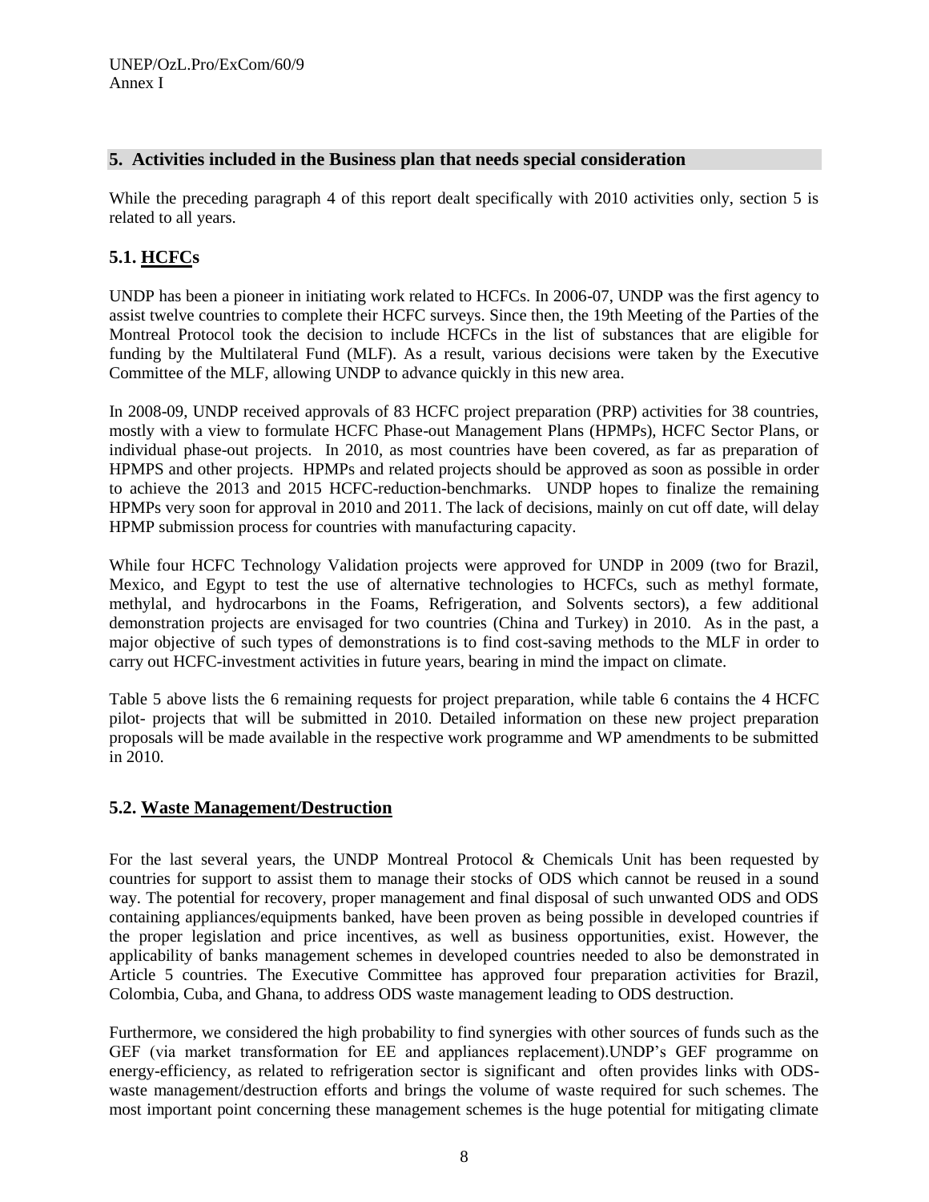## 5. Activities included in the Business plan that needs special consideration

While the preceding paragraph 4 of this report dealt specifically with 2010 activities only, section 5 is related to all years.

### 5.1. HCFCs

UNDP has been a pioneer in initiating work related to HCFCs. In 2006-07, UNDP was the first agency to assist twelve countries to complete their HCFC surveys. Since then, the 19th Meeting of the Parties of the Montreal Protocol took the decision to include HCFCs in the list of substances that are eligible for funding by the Multilateral Fund (MLF). As a result, various decisions were taken by the Executive Committee of the MLF, allowing UNDP to advance quickly in this new area.

In 2008-09, UNDP received approvals of 83 HCFC project preparation (PRP) activities for 38 countries, mostly with a view to formulate HCFC Phase-out Management Plans (HPMPs), HCFC Sector Plans, or individual phase-out projects. In 2010, as most countries have been covered, as far as preparation of HPMPS and other projects. HPMPs and related projects should be approved as soon as possible in order to achieve the 2013 and 2015 HCFC-reduction-benchmarks. UNDP hopes to finalize the remaining HPMPs very soon for approval in 2010 and 2011. The lack of decisions, mainly on cut off date, will delay HPMP submission process for countries with manufacturing capacity.

While four HCFC Technology Validation projects were approved for UNDP in 2009 (two for Brazil, Mexico, and Egypt to test the use of alternative technologies to HCFCs, such as methyl formate, methylal, and hydrocarbons in the Foams, Refrigeration, and Solvents sectors), a few additional demonstration projects are envisaged for two countries (China and Turkey) in 2010. As in the past, a major objective of such types of demonstrations is to find cost-saving methods to the MLF in order to carry out HCFC-investment activities in future years, bearing in mind the impact on climate.

Table 5 above lists the 6 remaining requests for project preparation, while table 6 contains the 4 HCFC pilot- projects that will be submitted in 2010. Detailed information on these new project preparation proposals will be made available in the respective work programme and WP amendments to be submitted in 2010.

### 5.2. Waste Management/Destruction

For the last several years, the UNDP Montreal Protocol & Chemicals Unit has been requested by countries for support to assist them to manage their stocks of ODS which cannot be reused in a sound way. The potential for recovery, proper management and final disposal of such unwanted ODS and ODS containing appliances/equipments banked, have been proven as being possible in developed countries if the proper legislation and price incentives, as well as business opportunities, exist. However, the applicability of banks management schemes in developed countries needed to also be demonstrated in Article 5 countries. The Executive Committee has approved four preparation activities for Brazil, Colombia, Cuba, and Ghana, to address ODS waste management leading to ODS destruction.

Furthermore, we considered the high probability to find synergies with other sources of funds such as the GEF (via market transformation for EE and appliances replacement).UNDP's GEF programme on energy-efficiency, as related to refrigeration sector is significant and often provides links with ODS-waste management/destruction efforts and brings the volume of waste required for such schemes. The most important point concerning these management schemes is the huge potential for mitigating climate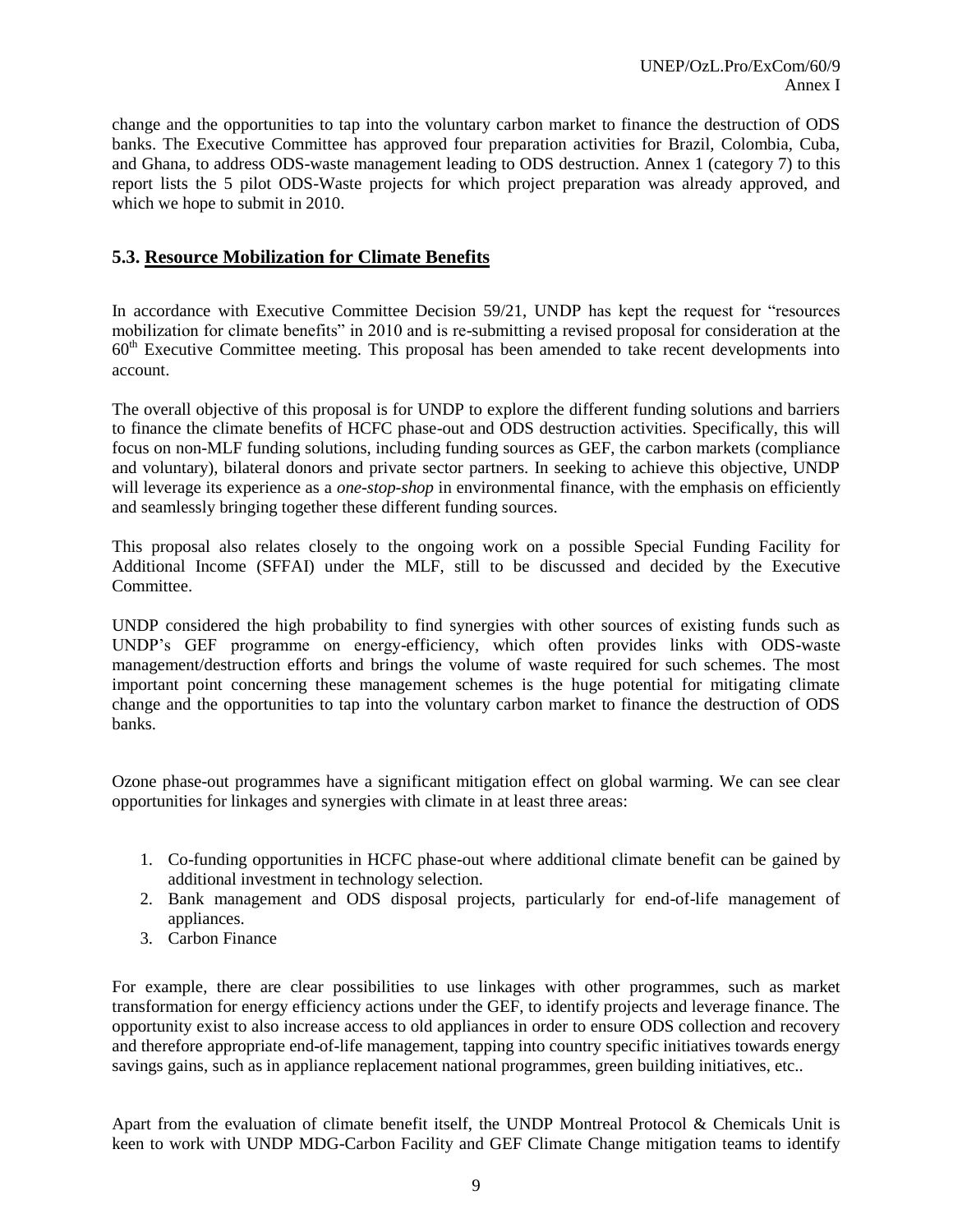change and the opportunities to tap into the voluntary carbon market to finance the destruction of ODS banks. The Executive Committee has approved four preparation activities for Brazil, Colombia, Cuba, and Ghana, to address ODS-waste management leading to ODS destruction. Annex 1 (category 7) to this report lists the 5 pilot ODS-Waste projects for which project preparation was already approved, and which we hope to submit in 2010.

## 5.3. Resource Mobilization for Climate Benefits

In accordance with Executive Committee Decision 59/21, UNDP has kept the request for "resources mobilization for climate benefits" in 2010 and is re-submitting a revised proposal for consideration at the 60th Executive Committee meeting. This proposal has been amended to take recent developments into account.

The overall objective of this proposal is for UNDP to explore the different funding solutions and barriers to finance the climate benefits of HCFC phase-out and ODS destruction activities. Specifically, this will focus on non-MLF funding solutions, including funding sources as GEF, the carbon markets (compliance and voluntary), bilateral donors and private sector partners. In seeking to achieve this objective, UNDP will leverage its experience as a *one-stop-shop* in environmental finance, with the emphasis on efficiently and seamlessly bringing together these different funding sources.

This proposal also relates closely to the ongoing work on a possible Special Funding Facility for Additional Income (SFFAI) under the MLF, still to be discussed and decided by the Executive Committee.

UNDP considered the high probability to find synergies with other sources of existing funds such as UNDP's GEF programme on energy-efficiency, which often provides links with ODS-waste management/destruction efforts and brings the volume of waste required for such schemes. The most important point concerning these management schemes is the huge potential for mitigating climate change and the opportunities to tap into the voluntary carbon market to finance the destruction of ODS banks.

Ozone phase-out programmes have a significant mitigation effect on global warming. We can see clear opportunities for linkages and synergies with climate in at least three areas:

1. Co-funding opportunities in HCFC phase-out where additional climate benefit can be gained by additional investment in technology selection.
2. Bank management and ODS disposal projects, particularly for end-of-life management of appliances.
3. Carbon Finance

For example, there are clear possibilities to use linkages with other programmes, such as market transformation for energy efficiency actions under the GEF, to identify projects and leverage finance. The opportunity exist to also increase access to old appliances in order to ensure ODS collection and recovery and therefore appropriate end-of-life management, tapping into country specific initiatives towards energy savings gains, such as in appliance replacement national programmes, green building initiatives, etc..

Apart from the evaluation of climate benefit itself, the UNDP Montreal Protocol & Chemicals Unit is keen to work with UNDP MDG-Carbon Facility and GEF Climate Change mitigation teams to identify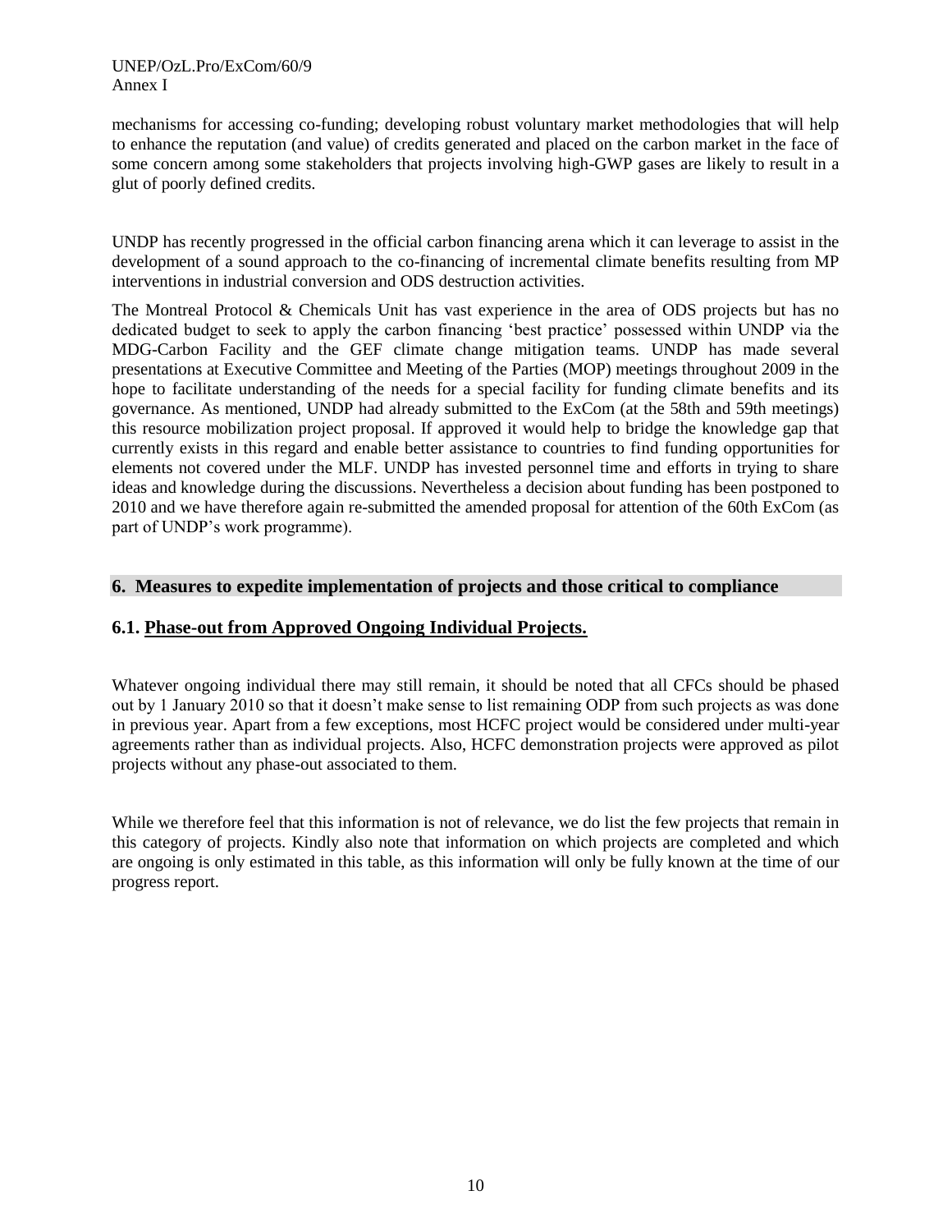mechanisms for accessing co-funding; developing robust voluntary market methodologies that will help to enhance the reputation (and value) of credits generated and placed on the carbon market in the face of some concern among some stakeholders that projects involving high-GWP gases are likely to result in a glut of poorly defined credits.

UNDP has recently progressed in the official carbon financing arena which it can leverage to assist in the development of a sound approach to the co-financing of incremental climate benefits resulting from MP interventions in industrial conversion and ODS destruction activities.

The Montreal Protocol & Chemicals Unit has vast experience in the area of ODS projects but has no dedicated budget to seek to apply the carbon financing 'best practice' possessed within UNDP via the MDG-Carbon Facility and the GEF climate change mitigation teams. UNDP has made several presentations at Executive Committee and Meeting of the Parties (MOP) meetings throughout 2009 in the hope to facilitate understanding of the needs for a special facility for funding climate benefits and its governance. As mentioned, UNDP had already submitted to the ExCom (at the 58th and 59th meetings) this resource mobilization project proposal. If approved it would help to bridge the knowledge gap that currently exists in this regard and enable better assistance to countries to find funding opportunities for elements not covered under the MLF. UNDP has invested personnel time and efforts in trying to share ideas and knowledge during the discussions. Nevertheless a decision about funding has been postponed to 2010 and we have therefore again re-submitted the amended proposal for attention of the 60th ExCom (as part of UNDP's work programme).

## 6. Measures to expedite implementation of projects and those critical to compliance

### 6.1. Phase-out from Approved Ongoing Individual Projects.

Whatever ongoing individual there may still remain, it should be noted that all CFCs should be phased out by 1 January 2010 so that it doesn't make sense to list remaining ODP from such projects as was done in previous year. Apart from a few exceptions, most HCFC project would be considered under multi-year agreements rather than as individual projects. Also, HCFC demonstration projects were approved as pilot projects without any phase-out associated to them.

While we therefore feel that this information is not of relevance, we do list the few projects that remain in this category of projects. Kindly also note that information on which projects are completed and which are ongoing is only estimated in this table, as this information will only be fully known at the time of our progress report.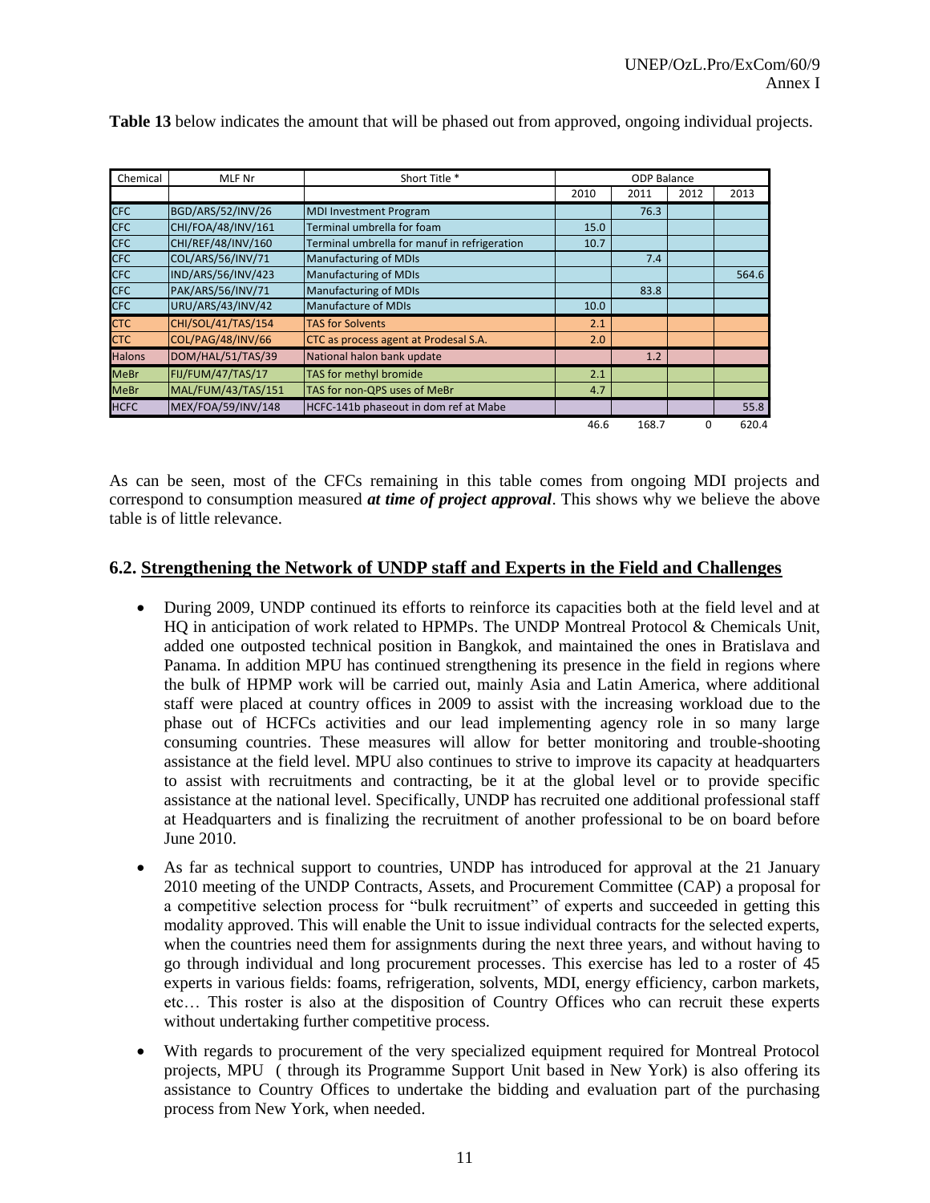**Table 13** below indicates the amount that will be phased out from approved, ongoing individual projects.

| Chemical | MLF Nr | Short Title * | ODP Balance | | | |
|---|---|---|---|---|---|---|
| | | | 2010 | 2011 | 2012 | 2013 |
| CFC | BGD/ARS/52/INV/26 | MDI Investment Program | | 76.3 | | |
| CFC | CHI/FOA/48/INV/161 | Terminal umbrella for foam | 15.0 | | | |
| CFC | CHI/REF/48/INV/160 | Terminal umbrella for manuf in refrigeration | 10.7 | | | |
| CFC | COL/ARS/56/INV/71 | Manufacturing of MDIs | | 7.4 | | |
| CFC | IND/ARS/56/INV/423 | Manufacturing of MDIs | | | | 564.6 |
| CFC | PAK/ARS/56/INV/71 | Manufacturing of MDIs | | 83.8 | | |
| CFC | URU/ARS/43/INV/42 | Manufacture of MDIs | 10.0 | | | |
| CTC | CHI/SOL/41/TAS/154 | TAS for Solvents | 2.1 | | | |
| CTC | COL/PAG/48/INV/66 | CTC as process agent at Prodesal S.A. | 2.0 | | | |
| Halons | DOM/HAL/51/TAS/39 | National halon bank update | | 1.2 | | |
| MeBr | FIJ/FUM/47/TAS/17 | TAS for methyl bromide | 2.1 | | | |
| MeBr | MAL/FUM/43/TAS/151 | TAS for non-QPS uses of MeBr | 4.7 | | | |
| HCFC | MEX/FOA/59/INV/148 | HCFC-141b phaseout in dom ref at Mabe | | | | 55.8 |
| | | | 46.6 | 168.7 | 0 | 620.4 |

As can be seen, most of the CFCs remaining in this table comes from ongoing MDI projects and correspond to consumption measured ***at time of project approval***. This shows why we believe the above table is of little relevance.

## 6.2. Strengthening the Network of UNDP staff and Experts in the Field and Challenges

- During 2009, UNDP continued its efforts to reinforce its capacities both at the field level and at HQ in anticipation of work related to HPMPs. The UNDP Montreal Protocol & Chemicals Unit, added one outposted technical position in Bangkok, and maintained the ones in Bratislava and Panama. In addition MPU has continued strengthening its presence in the field in regions where the bulk of HPMP work will be carried out, mainly Asia and Latin America, where additional staff were placed at country offices in 2009 to assist with the increasing workload due to the phase out of HCFCs activities and our lead implementing agency role in so many large consuming countries. These measures will allow for better monitoring and trouble-shooting assistance at the field level. MPU also continues to strive to improve its capacity at headquarters to assist with recruitments and contracting, be it at the global level or to provide specific assistance at the national level. Specifically, UNDP has recruited one additional professional staff at Headquarters and is finalizing the recruitment of another professional to be on board before June 2010.

- As far as technical support to countries, UNDP has introduced for approval at the 21 January 2010 meeting of the UNDP Contracts, Assets, and Procurement Committee (CAP) a proposal for a competitive selection process for "bulk recruitment" of experts and succeeded in getting this modality approved. This will enable the Unit to issue individual contracts for the selected experts, when the countries need them for assignments during the next three years, and without having to go through individual and long procurement processes. This exercise has led to a roster of 45 experts in various fields: foams, refrigeration, solvents, MDI, energy efficiency, carbon markets, etc… This roster is also at the disposition of Country Offices who can recruit these experts without undertaking further competitive process.

- With regards to procurement of the very specialized equipment required for Montreal Protocol projects, MPU ( through its Programme Support Unit based in New York) is also offering its assistance to Country Offices to undertake the bidding and evaluation part of the purchasing process from New York, when needed.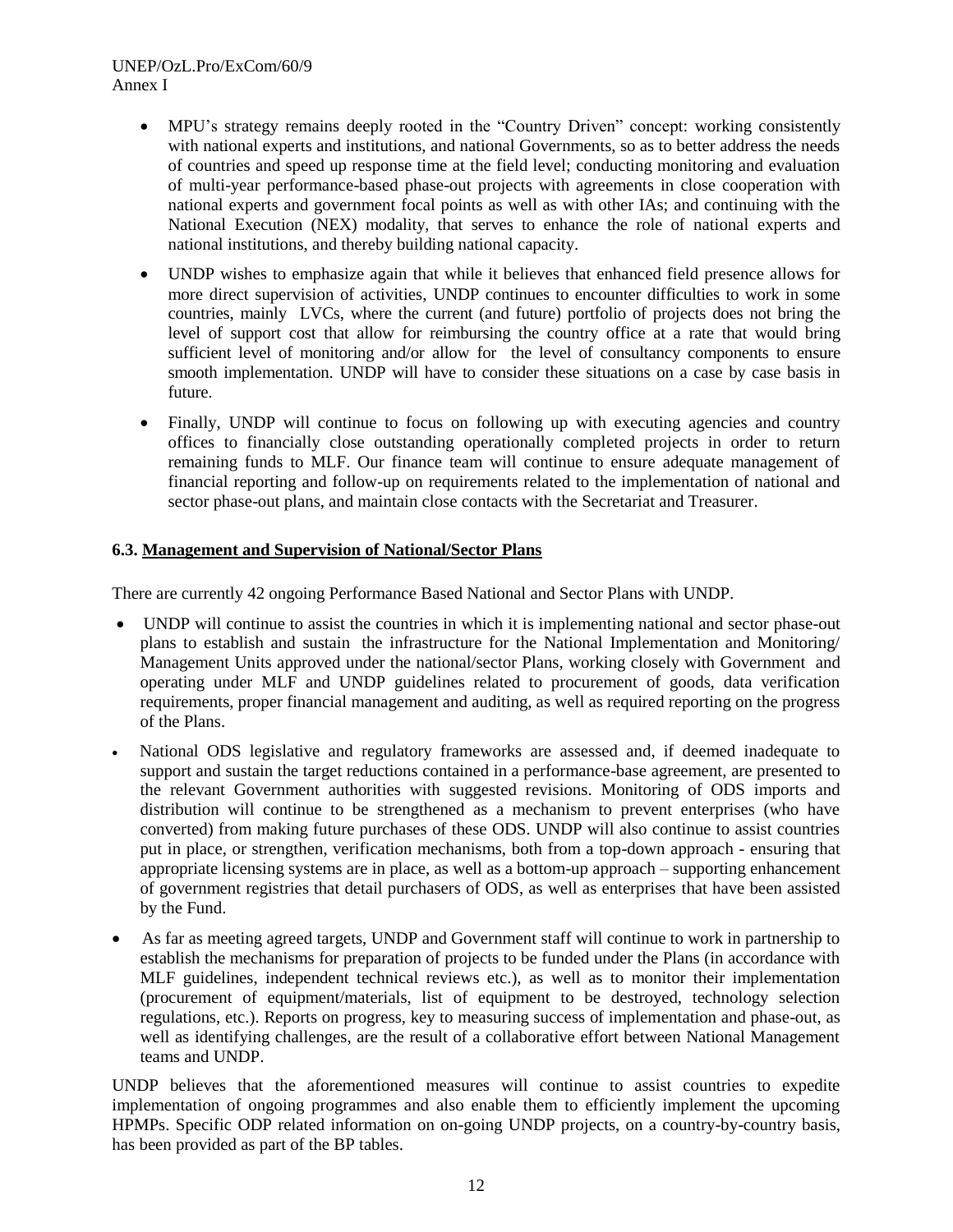- MPU's strategy remains deeply rooted in the "Country Driven" concept: working consistently with national experts and institutions, and national Governments, so as to better address the needs of countries and speed up response time at the field level; conducting monitoring and evaluation of multi-year performance-based phase-out projects with agreements in close cooperation with national experts and government focal points as well as with other IAs; and continuing with the National Execution (NEX) modality, that serves to enhance the role of national experts and national institutions, and thereby building national capacity.

- UNDP wishes to emphasize again that while it believes that enhanced field presence allows for more direct supervision of activities, UNDP continues to encounter difficulties to work in some countries, mainly LVCs, where the current (and future) portfolio of projects does not bring the level of support cost that allow for reimbursing the country office at a rate that would bring sufficient level of monitoring and/or allow for the level of consultancy components to ensure smooth implementation. UNDP will have to consider these situations on a case by case basis in future.

- Finally, UNDP will continue to focus on following up with executing agencies and country offices to financially close outstanding operationally completed projects in order to return remaining funds to MLF. Our finance team will continue to ensure adequate management of financial reporting and follow-up on requirements related to the implementation of national and sector phase-out plans, and maintain close contacts with the Secretariat and Treasurer.

### 6.3. Management and Supervision of National/Sector Plans

There are currently 42 ongoing Performance Based National and Sector Plans with UNDP.

- UNDP will continue to assist the countries in which it is implementing national and sector phase-out plans to establish and sustain the infrastructure for the National Implementation and Monitoring/ Management Units approved under the national/sector Plans, working closely with Government and operating under MLF and UNDP guidelines related to procurement of goods, data verification requirements, proper financial management and auditing, as well as required reporting on the progress of the Plans.

- National ODS legislative and regulatory frameworks are assessed and, if deemed inadequate to support and sustain the target reductions contained in a performance-base agreement, are presented to the relevant Government authorities with suggested revisions. Monitoring of ODS imports and distribution will continue to be strengthened as a mechanism to prevent enterprises (who have converted) from making future purchases of these ODS. UNDP will also continue to assist countries put in place, or strengthen, verification mechanisms, both from a top-down approach - ensuring that appropriate licensing systems are in place, as well as a bottom-up approach – supporting enhancement of government registries that detail purchasers of ODS, as well as enterprises that have been assisted by the Fund.

- As far as meeting agreed targets, UNDP and Government staff will continue to work in partnership to establish the mechanisms for preparation of projects to be funded under the Plans (in accordance with MLF guidelines, independent technical reviews etc.), as well as to monitor their implementation (procurement of equipment/materials, list of equipment to be destroyed, technology selection regulations, etc.). Reports on progress, key to measuring success of implementation and phase-out, as well as identifying challenges, are the result of a collaborative effort between National Management teams and UNDP.

UNDP believes that the aforementioned measures will continue to assist countries to expedite implementation of ongoing programmes and also enable them to efficiently implement the upcoming HPMPs. Specific ODP related information on on-going UNDP projects, on a country-by-country basis, has been provided as part of the BP tables.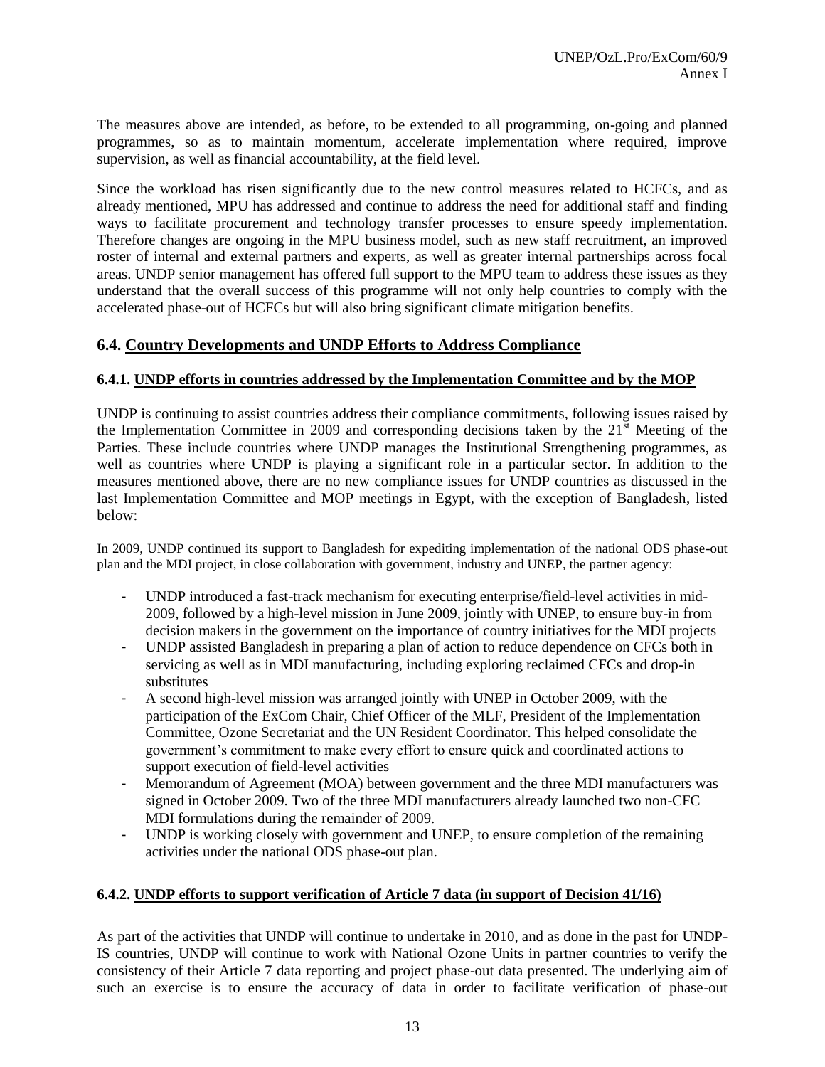The measures above are intended, as before, to be extended to all programming, on-going and planned programmes, so as to maintain momentum, accelerate implementation where required, improve supervision, as well as financial accountability, at the field level.

Since the workload has risen significantly due to the new control measures related to HCFCs, and as already mentioned, MPU has addressed and continue to address the need for additional staff and finding ways to facilitate procurement and technology transfer processes to ensure speedy implementation. Therefore changes are ongoing in the MPU business model, such as new staff recruitment, an improved roster of internal and external partners and experts, as well as greater internal partnerships across focal areas. UNDP senior management has offered full support to the MPU team to address these issues as they understand that the overall success of this programme will not only help countries to comply with the accelerated phase-out of HCFCs but will also bring significant climate mitigation benefits.

## 6.4. Country Developments and UNDP Efforts to Address Compliance

### 6.4.1. UNDP efforts in countries addressed by the Implementation Committee and by the MOP

UNDP is continuing to assist countries address their compliance commitments, following issues raised by the Implementation Committee in 2009 and corresponding decisions taken by the 21st Meeting of the Parties. These include countries where UNDP manages the Institutional Strengthening programmes, as well as countries where UNDP is playing a significant role in a particular sector. In addition to the measures mentioned above, there are no new compliance issues for UNDP countries as discussed in the last Implementation Committee and MOP meetings in Egypt, with the exception of Bangladesh, listed below:

In 2009, UNDP continued its support to Bangladesh for expediting implementation of the national ODS phase-out plan and the MDI project, in close collaboration with government, industry and UNEP, the partner agency:

- UNDP introduced a fast-track mechanism for executing enterprise/field-level activities in mid-2009, followed by a high-level mission in June 2009, jointly with UNEP, to ensure buy-in from decision makers in the government on the importance of country initiatives for the MDI projects
- UNDP assisted Bangladesh in preparing a plan of action to reduce dependence on CFCs both in servicing as well as in MDI manufacturing, including exploring reclaimed CFCs and drop-in substitutes
- A second high-level mission was arranged jointly with UNEP in October 2009, with the participation of the ExCom Chair, Chief Officer of the MLF, President of the Implementation Committee, Ozone Secretariat and the UN Resident Coordinator. This helped consolidate the government's commitment to make every effort to ensure quick and coordinated actions to support execution of field-level activities
- Memorandum of Agreement (MOA) between government and the three MDI manufacturers was signed in October 2009. Two of the three MDI manufacturers already launched two non-CFC MDI formulations during the remainder of 2009.
- UNDP is working closely with government and UNEP, to ensure completion of the remaining activities under the national ODS phase-out plan.

### 6.4.2. UNDP efforts to support verification of Article 7 data (in support of Decision 41/16)

As part of the activities that UNDP will continue to undertake in 2010, and as done in the past for UNDP-IS countries, UNDP will continue to work with National Ozone Units in partner countries to verify the consistency of their Article 7 data reporting and project phase-out data presented. The underlying aim of such an exercise is to ensure the accuracy of data in order to facilitate verification of phase-out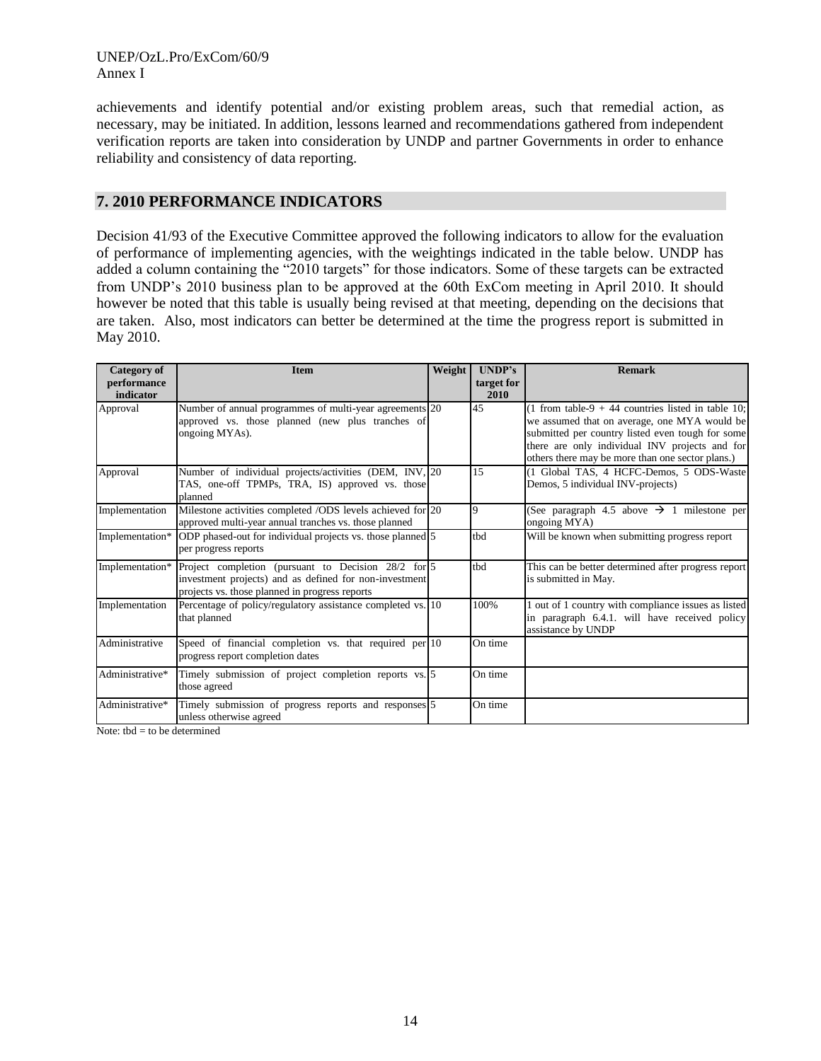achievements and identify potential and/or existing problem areas, such that remedial action, as necessary, may be initiated. In addition, lessons learned and recommendations gathered from independent verification reports are taken into consideration by UNDP and partner Governments in order to enhance reliability and consistency of data reporting.

## 7. 2010 PERFORMANCE INDICATORS

Decision 41/93 of the Executive Committee approved the following indicators to allow for the evaluation of performance of implementing agencies, with the weightings indicated in the table below. UNDP has added a column containing the "2010 targets" for those indicators. Some of these targets can be extracted from UNDP's 2010 business plan to be approved at the 60th ExCom meeting in April 2010. It should however be noted that this table is usually being revised at that meeting, depending on the decisions that are taken. Also, most indicators can better be determined at the time the progress report is submitted in May 2010.

| Category of performance indicator | Item | Weight | UNDP's target for 2010 | Remark |
|---|---|---|---|---|
| Approval | Number of annual programmes of multi-year agreements approved vs. those planned (new plus tranches of ongoing MYAs). | 20 | 45 | (1 from table-9 + 44 countries listed in table 10; we assumed that on average, one MYA would be submitted per country listed even tough for some there are only individual INV projects and for others there may be more than one sector plans.) |
| Approval | Number of individual projects/activities (DEM, INV, TAS, one-off TPMPs, TRA, IS) approved vs. those planned | 20 | 15 | (1 Global TAS, 4 HCFC-Demos, 5 ODS-Waste Demos, 5 individual INV-projects) |
| Implementation | Milestone activities completed /ODS levels achieved for approved multi-year annual tranches vs. those planned | 20 | 9 | (See paragraph 4.5 above → 1 milestone per ongoing MYA) |
| Implementation* | ODP phased-out for individual projects vs. those planned per progress reports | 5 | tbd | Will be known when submitting progress report |
| Implementation* | Project completion (pursuant to Decision 28/2 for investment projects) and as defined for non-investment projects vs. those planned in progress reports | 5 | tbd | This can be better determined after progress report is submitted in May. |
| Implementation | Percentage of policy/regulatory assistance completed vs. that planned | 10 | 100% | 1 out of 1 country with compliance issues as listed in paragraph 6.4.1. will have received policy assistance by UNDP |
| Administrative | Speed of financial completion vs. that required per progress report completion dates | 10 | On time | |
| Administrative* | Timely submission of project completion reports vs. those agreed | 5 | On time | |
| Administrative* | Timely submission of progress reports and responses unless otherwise agreed | 5 | On time | |

Note: tbd = to be determined